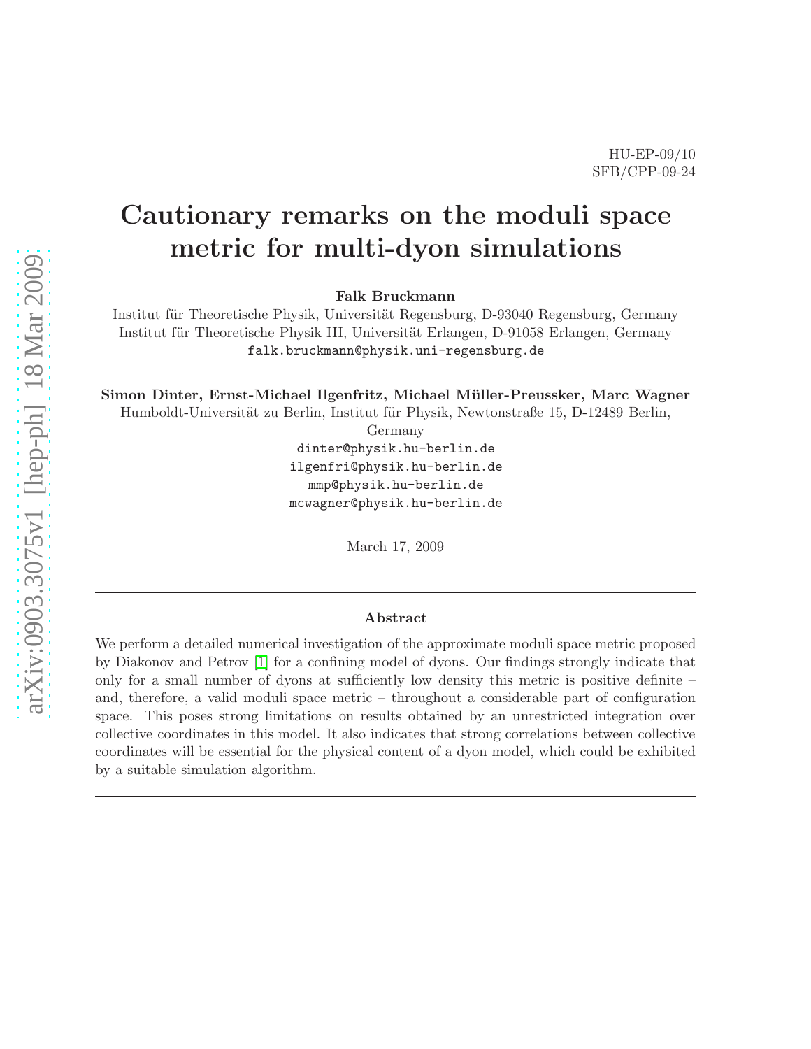HU-EP-09/10
SFB/CPP-09-24

# Cautionary remarks on the moduli space metric for multi-dyon simulations

**Falk Bruckmann**

Institut für Theoretische Physik, Universität Regensburg, D-93040 Regensburg, Germany
Institut für Theoretische Physik III, Universität Erlangen, D-91058 Erlangen, Germany
falk.bruckmann@physik.uni-regensburg.de

**Simon Dinter, Ernst-Michael Ilgenfritz, Michael Müller-Preussker, Marc Wagner**

Humboldt-Universität zu Berlin, Institut für Physik, Newtonstraße 15, D-12489 Berlin, Germany
dinter@physik.hu-berlin.de
ilgenfri@physik.hu-berlin.de
mmp@physik.hu-berlin.de
mcwagner@physik.hu-berlin.de

March 17, 2009

## Abstract

We perform a detailed numerical investigation of the approximate moduli space metric proposed by Diakonov and Petrov [1] for a confining model of dyons. Our findings strongly indicate that only for a small number of dyons at sufficiently low density this metric is positive definite – and, therefore, a valid moduli space metric – throughout a considerable part of configuration space. This poses strong limitations on results obtained by an unrestricted integration over collective coordinates in this model. It also indicates that strong correlations between collective coordinates will be essential for the physical content of a dyon model, which could be exhibited by a suitable simulation algorithm.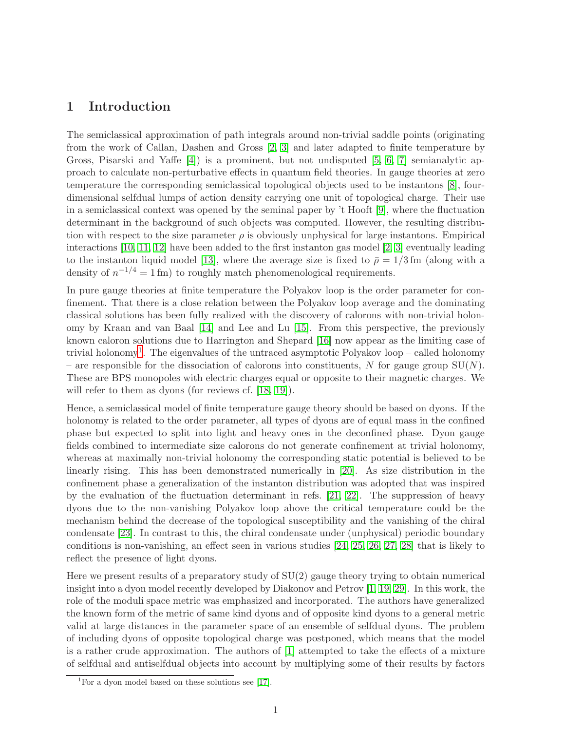# 1 Introduction

The semiclassical approximation of path integrals around non-trivial saddle points (originating from the work of Callan, Dashen and Gross [2, 3] and later adapted to finite temperature by Gross, Pisarski and Yaffe [4]) is a prominent, but not undisputed [5, 6, 7] semianalytic approach to calculate non-perturbative effects in quantum field theories. In gauge theories at zero temperature the corresponding semiclassical topological objects used to be instantons [8], four-dimensional selfdual lumps of action density carrying one unit of topological charge. Their use in a semiclassical context was opened by the seminal paper by 't Hooft [9], where the fluctuation determinant in the background of such objects was computed. However, the resulting distribution with respect to the size parameter $\rho$ is obviously unphysical for large instantons. Empirical interactions [10, 11, 12] have been added to the first instanton gas model [2, 3] eventually leading to the instanton liquid model [13], where the average size is fixed to $\bar{\rho} = 1/3\,\mathrm{fm}$ (along with a density of $n^{-1/4} = 1\,\mathrm{fm}$) to roughly match phenomenological requirements.

In pure gauge theories at finite temperature the Polyakov loop is the order parameter for confinement. That there is a close relation between the Polyakov loop average and the dominating classical solutions has been fully realized with the discovery of calorons with non-trivial holonomy by Kraan and van Baal [14] and Lee and Lu [15]. From this perspective, the previously known caloron solutions due to Harrington and Shepard [16] now appear as the limiting case of trivial holonomy[1]. The eigenvalues of the untraced asymptotic Polyakov loop – called holonomy – are responsible for the dissociation of calorons into constituents, $N$ for gauge group SU($N$). These are BPS monopoles with electric charges equal or opposite to their magnetic charges. We will refer to them as dyons (for reviews cf. [18, 19]).

Hence, a semiclassical model of finite temperature gauge theory should be based on dyons. If the holonomy is related to the order parameter, all types of dyons are of equal mass in the confined phase but expected to split into light and heavy ones in the deconfined phase. Dyon gauge fields combined to intermediate size calorons do not generate confinement at trivial holonomy, whereas at maximally non-trivial holonomy the corresponding static potential is believed to be linearly rising. This has been demonstrated numerically in [20]. As size distribution in the confinement phase a generalization of the instanton distribution was adopted that was inspired by the evaluation of the fluctuation determinant in refs. [21, 22]. The suppression of heavy dyons due to the non-vanishing Polyakov loop above the critical temperature could be the mechanism behind the decrease of the topological susceptibility and the vanishing of the chiral condensate [23]. In contrast to this, the chiral condensate under (unphysical) periodic boundary conditions is non-vanishing, an effect seen in various studies [24, 25, 26, 27, 28] that is likely to reflect the presence of light dyons.

Here we present results of a preparatory study of SU(2) gauge theory trying to obtain numerical insight into a dyon model recently developed by Diakonov and Petrov [1, 19, 29]. In this work, the role of the moduli space metric was emphasized and incorporated. The authors have generalized the known form of the metric of same kind dyons and of opposite kind dyons to a general metric valid at large distances in the parameter space of an ensemble of selfdual dyons. The problem of including dyons of opposite topological charge was postponed, which means that the model is a rather crude approximation. The authors of [1] attempted to take the effects of a mixture of selfdual and antiselfdual objects into account by multiplying some of their results by factors

[1] For a dyon model based on these solutions see [17].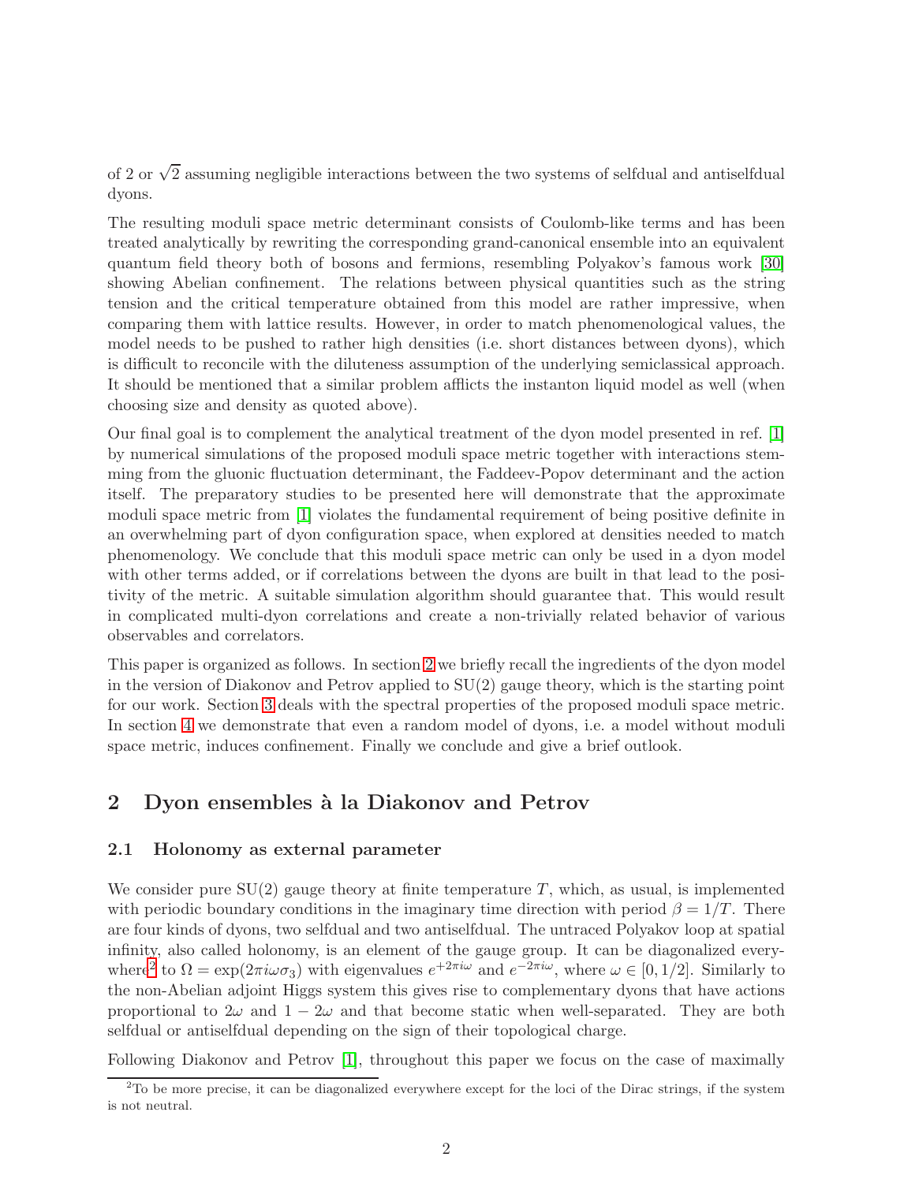of 2 or $\sqrt{2}$ assuming negligible interactions between the two systems of selfdual and antiselfdual dyons.

The resulting moduli space metric determinant consists of Coulomb-like terms and has been treated analytically by rewriting the corresponding grand-canonical ensemble into an equivalent quantum field theory both of bosons and fermions, resembling Polyakov's famous work [30] showing Abelian confinement. The relations between physical quantities such as the string tension and the critical temperature obtained from this model are rather impressive, when comparing them with lattice results. However, in order to match phenomenological values, the model needs to be pushed to rather high densities (i.e. short distances between dyons), which is difficult to reconcile with the diluteness assumption of the underlying semiclassical approach. It should be mentioned that a similar problem afflicts the instanton liquid model as well (when choosing size and density as quoted above).

Our final goal is to complement the analytical treatment of the dyon model presented in ref. [1] by numerical simulations of the proposed moduli space metric together with interactions stemming from the gluonic fluctuation determinant, the Faddeev-Popov determinant and the action itself. The preparatory studies to be presented here will demonstrate that the approximate moduli space metric from [1] violates the fundamental requirement of being positive definite in an overwhelming part of dyon configuration space, when explored at densities needed to match phenomenology. We conclude that this moduli space metric can only be used in a dyon model with other terms added, or if correlations between the dyons are built in that lead to the positivity of the metric. A suitable simulation algorithm should guarantee that. This would result in complicated multi-dyon correlations and create a non-trivially related behavior of various observables and correlators.

This paper is organized as follows. In section 2 we briefly recall the ingredients of the dyon model in the version of Diakonov and Petrov applied to SU(2) gauge theory, which is the starting point for our work. Section 3 deals with the spectral properties of the proposed moduli space metric. In section 4 we demonstrate that even a random model of dyons, i.e. a model without moduli space metric, induces confinement. Finally we conclude and give a brief outlook.

## 2 Dyon ensembles à la Diakonov and Petrov

### 2.1 Holonomy as external parameter

We consider pure SU(2) gauge theory at finite temperature $T$, which, as usual, is implemented with periodic boundary conditions in the imaginary time direction with period $\beta = 1/T$. There are four kinds of dyons, two selfdual and two antiselfdual. The untraced Polyakov loop at spatial infinity, also called holonomy, is an element of the gauge group. It can be diagonalized everywhere[2] to $\Omega = \exp(2\pi i\omega\sigma_3)$ with eigenvalues $e^{+2\pi i\omega}$ and $e^{-2\pi i\omega}$, where $\omega \in [0, 1/2]$. Similarly to the non-Abelian adjoint Higgs system this gives rise to complementary dyons that have actions proportional to $2\omega$ and $1 - 2\omega$ and that become static when well-separated. They are both selfdual or antiselfdual depending on the sign of their topological charge.

Following Diakonov and Petrov [1], throughout this paper we focus on the case of maximally

[2] To be more precise, it can be diagonalized everywhere except for the loci of the Dirac strings, if the system is not neutral.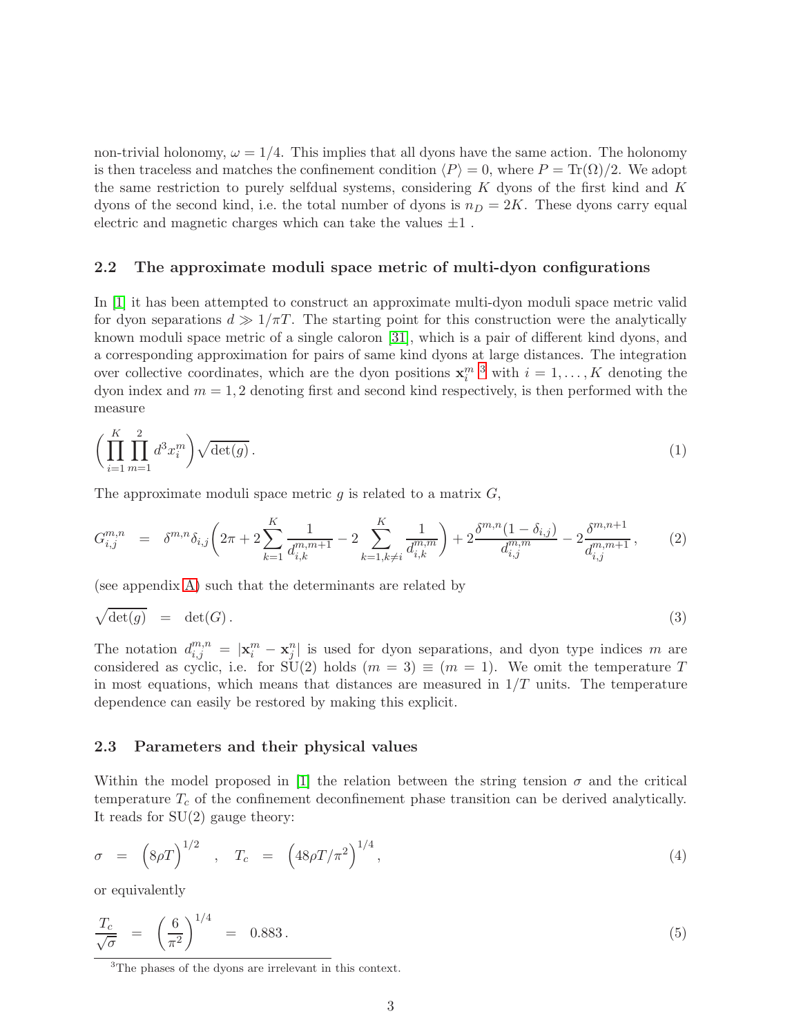non-trivial holonomy, $\omega = 1/4$. This implies that all dyons have the same action. The holonomy is then traceless and matches the confinement condition $\langle P \rangle = 0$, where $P = \mathrm{Tr}(\Omega)/2$. We adopt the same restriction to purely selfdual systems, considering $K$ dyons of the first kind and $K$ dyons of the second kind, i.e. the total number of dyons is $n_D = 2K$. These dyons carry equal electric and magnetic charges which can take the values $\pm 1$ .

### 2.2 The approximate moduli space metric of multi-dyon configurations

In [1] it has been attempted to construct an approximate multi-dyon moduli space metric valid for dyon separations $d \gg 1/\pi T$. The starting point for this construction were the analytically known moduli space metric of a single caloron [31], which is a pair of different kind dyons, and a corresponding approximation for pairs of same kind dyons at large distances. The integration over collective coordinates, which are the dyon positions $\mathbf{x}_i^m$ [3] with $i = 1, \ldots, K$ denoting the dyon index and $m = 1, 2$ denoting first and second kind respectively, is then performed with the measure

$$\left( \prod_{i=1}^{K} \prod_{m=1}^{2} d^3 x_i^m \right) \sqrt{\det(g)} \,. \tag{1}$$

The approximate moduli space metric $g$ is related to a matrix $G$,

$$G_{i,j}^{m,n} \;\; = \;\; \delta^{m,n} \delta_{i,j} \left( 2\pi + 2 \sum_{k=1}^{K} \frac{1}{d_{i,k}^{m,m+1}} - 2 \sum_{k=1,k\neq i}^{K} \frac{1}{d_{i,k}^{m,m}} \right) + 2 \frac{\delta^{m,n}(1-\delta_{i,j})}{d_{i,j}^{m,m}} - 2 \frac{\delta^{m,n+1}}{d_{i,j}^{m,m+1}} \,, \tag{2}$$

(see appendix A) such that the determinants are related by

$$\sqrt{\det(g)} \;\; = \;\; \det(G) \,. \tag{3}$$

The notation $d_{i,j}^{m,n} = |\mathbf{x}_i^m - \mathbf{x}_j^n|$ is used for dyon separations, and dyon type indices $m$ are considered as cyclic, i.e. for SU(2) holds $(m = 3) \equiv (m = 1)$. We omit the temperature $T$ in most equations, which means that distances are measured in $1/T$ units. The temperature dependence can easily be restored by making this explicit.

### 2.3 Parameters and their physical values

Within the model proposed in [1] the relation between the string tension $\sigma$ and the critical temperature $T_c$ of the confinement deconfinement phase transition can be derived analytically. It reads for SU(2) gauge theory:

$$\sigma \;\; = \;\; \left( 8\rho T \right)^{1/2} \quad , \quad T_c \;\; = \;\; \left( 48\rho T/\pi^2 \right)^{1/4} , \tag{4}$$

or equivalently

$$\frac{T_c}{\sqrt{\sigma}} \;\; = \;\; \left( \frac{6}{\pi^2} \right)^{1/4} \;\; = \;\; 0.883 \,. \tag{5}$$

[3] The phases of the dyons are irrelevant in this context.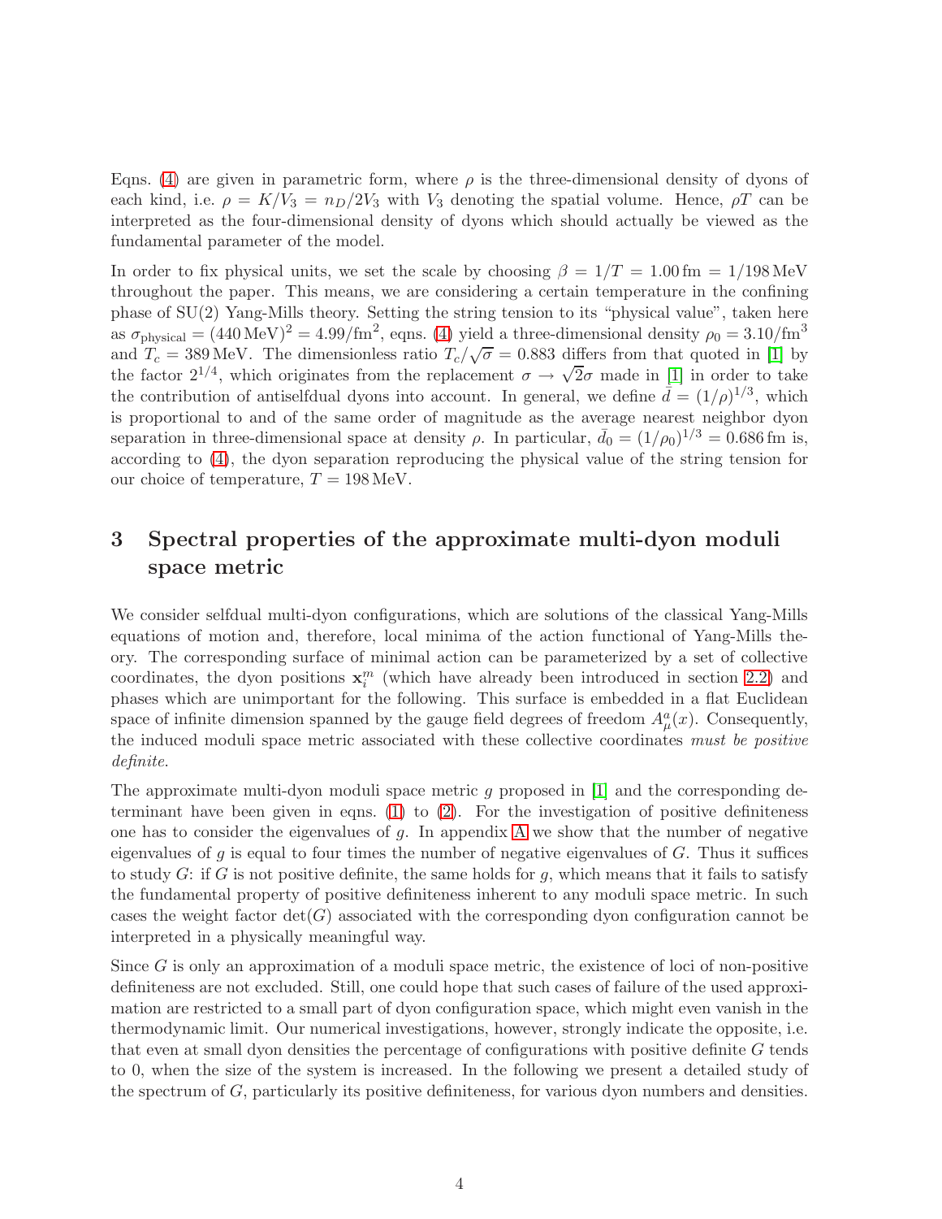Eqns. (4) are given in parametric form, where $\rho$ is the three-dimensional density of dyons of each kind, i.e. $\rho = K/V_3 = n_D/2V_3$ with $V_3$ denoting the spatial volume. Hence, $\rho T$ can be interpreted as the four-dimensional density of dyons which should actually be viewed as the fundamental parameter of the model.

In order to fix physical units, we set the scale by choosing $\beta = 1/T = 1.00\,\text{fm} = 1/198\,\text{MeV}$ throughout the paper. This means, we are considering a certain temperature in the confining phase of SU(2) Yang-Mills theory. Setting the string tension to its "physical value", taken here as $\sigma_{\text{physical}} = (440\,\text{MeV})^2 = 4.99/\text{fm}^2$, eqns. (4) yield a three-dimensional density $\rho_0 = 3.10/\text{fm}^3$ and $T_c = 389\,\text{MeV}$. The dimensionless ratio $T_c/\sqrt{\sigma} = 0.883$ differs from that quoted in [1] by the factor $2^{1/4}$, which originates from the replacement $\sigma \to \sqrt{2}\sigma$ made in [1] in order to take the contribution of antiselfdual dyons into account. In general, we define $\bar{d} = (1/\rho)^{1/3}$, which is proportional to and of the same order of magnitude as the average nearest neighbor dyon separation in three-dimensional space at density $\rho$. In particular, $\bar{d}_0 = (1/\rho_0)^{1/3} = 0.686\,\text{fm}$ is, according to (4), the dyon separation reproducing the physical value of the string tension for our choice of temperature, $T = 198\,\text{MeV}$.

## 3 Spectral properties of the approximate multi-dyon moduli space metric

We consider selfdual multi-dyon configurations, which are solutions of the classical Yang-Mills equations of motion and, therefore, local minima of the action functional of Yang-Mills theory. The corresponding surface of minimal action can be parameterized by a set of collective coordinates, the dyon positions $\mathbf{x}_i^m$ (which have already been introduced in section 2.2) and phases which are unimportant for the following. This surface is embedded in a flat Euclidean space of infinite dimension spanned by the gauge field degrees of freedom $A_\mu^a(x)$. Consequently, the induced moduli space metric associated with these collective coordinates *must be positive definite*.

The approximate multi-dyon moduli space metric $g$ proposed in [1] and the corresponding determinant have been given in eqns. (1) to (2). For the investigation of positive definiteness one has to consider the eigenvalues of $g$. In appendix A we show that the number of negative eigenvalues of $g$ is equal to four times the number of negative eigenvalues of $G$. Thus it suffices to study $G$: if $G$ is not positive definite, the same holds for $g$, which means that it fails to satisfy the fundamental property of positive definiteness inherent to any moduli space metric. In such cases the weight factor $\det(G)$ associated with the corresponding dyon configuration cannot be interpreted in a physically meaningful way.

Since $G$ is only an approximation of a moduli space metric, the existence of loci of non-positive definiteness are not excluded. Still, one could hope that such cases of failure of the used approximation are restricted to a small part of dyon configuration space, which might even vanish in the thermodynamic limit. Our numerical investigations, however, strongly indicate the opposite, i.e. that even at small dyon densities the percentage of configurations with positive definite $G$ tends to 0, when the size of the system is increased. In the following we present a detailed study of the spectrum of $G$, particularly its positive definiteness, for various dyon numbers and densities.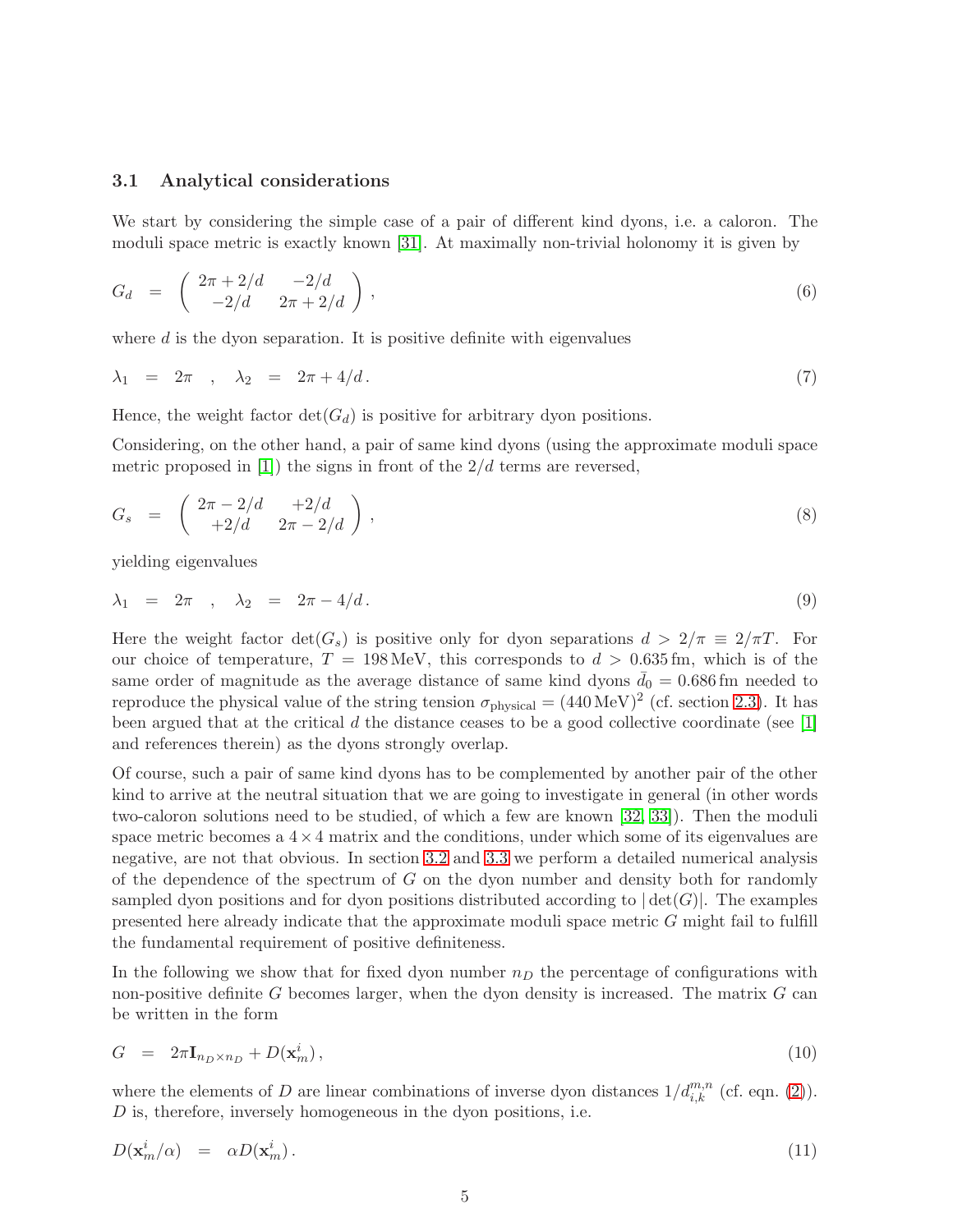### 3.1 Analytical considerations

We start by considering the simple case of a pair of different kind dyons, i.e. a caloron. The moduli space metric is exactly known [31]. At maximally non-trivial holonomy it is given by

$$G_d = \begin{pmatrix} 2\pi + 2/d & -2/d \\ -2/d & 2\pi + 2/d \end{pmatrix}, \tag{6}$$

where $d$ is the dyon separation. It is positive definite with eigenvalues

$$\lambda_1 = 2\pi \quad , \quad \lambda_2 = 2\pi + 4/d. \tag{7}$$

Hence, the weight factor $\det(G_d)$ is positive for arbitrary dyon positions.

Considering, on the other hand, a pair of same kind dyons (using the approximate moduli space metric proposed in [1]) the signs in front of the $2/d$ terms are reversed,

$$G_s = \begin{pmatrix} 2\pi - 2/d & +2/d \\ +2/d & 2\pi - 2/d \end{pmatrix}, \tag{8}$$

yielding eigenvalues

$$\lambda_1 = 2\pi \quad , \quad \lambda_2 = 2\pi - 4/d. \tag{9}$$

Here the weight factor $\det(G_s)$ is positive only for dyon separations $d > 2/\pi \equiv 2/\pi T$. For our choice of temperature, $T = 198\,\text{MeV}$, this corresponds to $d > 0.635\,\text{fm}$, which is of the same order of magnitude as the average distance of same kind dyons $\bar{d}_0 = 0.686\,\text{fm}$ needed to reproduce the physical value of the string tension $\sigma_{\text{physical}} = (440\,\text{MeV})^2$ (cf. section 2.3). It has been argued that at the critical $d$ the distance ceases to be a good collective coordinate (see [1] and references therein) as the dyons strongly overlap.

Of course, such a pair of same kind dyons has to be complemented by another pair of the other kind to arrive at the neutral situation that we are going to investigate in general (in other words two-caloron solutions need to be studied, of which a few are known [32, 33]). Then the moduli space metric becomes a $4 \times 4$ matrix and the conditions, under which some of its eigenvalues are negative, are not that obvious. In section 3.2 and 3.3 we perform a detailed numerical analysis of the dependence of the spectrum of $G$ on the dyon number and density both for randomly sampled dyon positions and for dyon positions distributed according to $|\det(G)|$. The examples presented here already indicate that the approximate moduli space metric $G$ might fail to fulfill the fundamental requirement of positive definiteness.

In the following we show that for fixed dyon number $n_D$ the percentage of configurations with non-positive definite $G$ becomes larger, when the dyon density is increased. The matrix $G$ can be written in the form

$$G = 2\pi \mathbf{I}_{n_D \times n_D} + D(\mathbf{x}_m^i), \tag{10}$$

where the elements of $D$ are linear combinations of inverse dyon distances $1/d_{i,k}^{m,n}$ (cf. eqn. (2)). $D$ is, therefore, inversely homogeneous in the dyon positions, i.e.

$$D(\mathbf{x}_m^i/\alpha) = \alpha D(\mathbf{x}_m^i). \tag{11}$$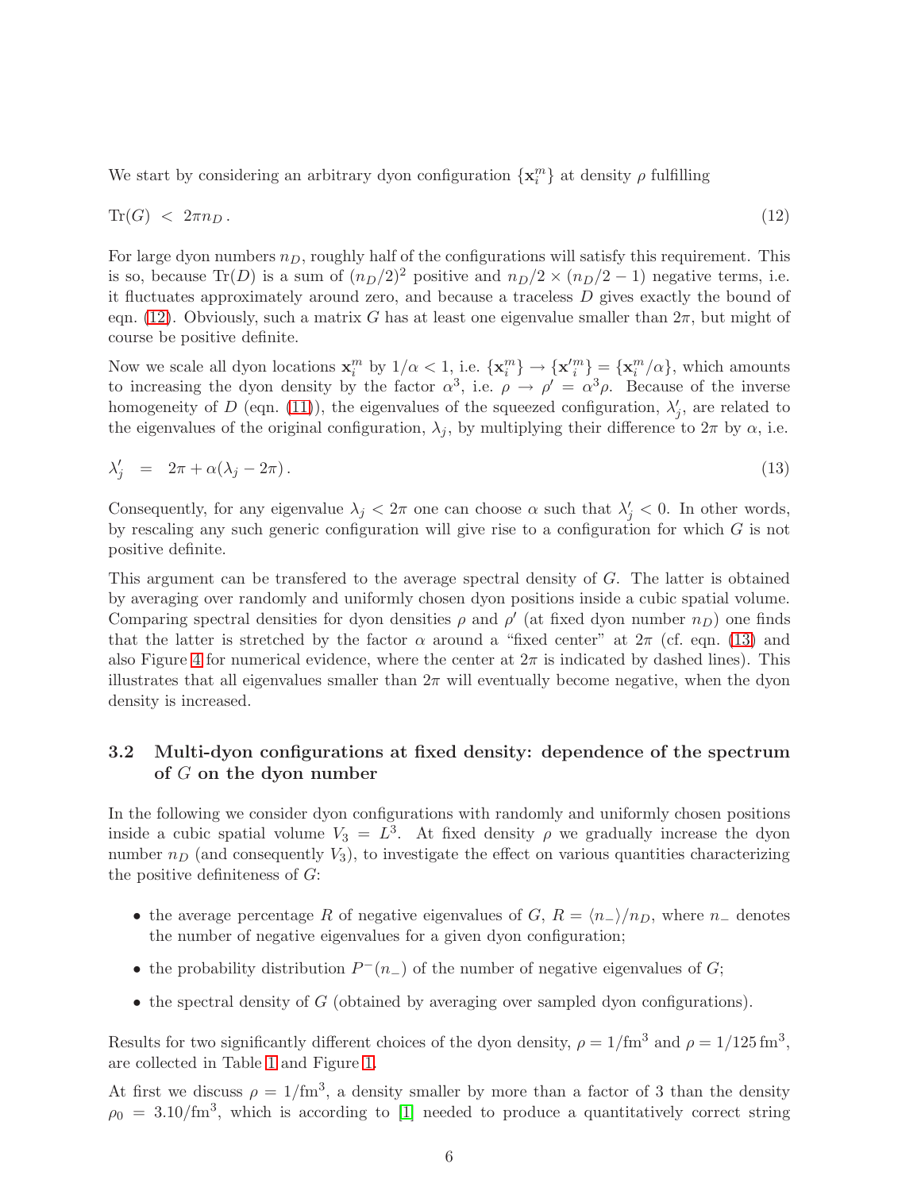We start by considering an arbitrary dyon configuration $\{\mathbf{x}_i^m\}$ at density $\rho$ fulfilling

$$\mathrm{Tr}(G) \; < \; 2\pi n_D \, . \tag{12}$$

For large dyon numbers $n_D$, roughly half of the configurations will satisfy this requirement. This is so, because $\mathrm{Tr}(D)$ is a sum of $(n_D/2)^2$ positive and $n_D/2 \times (n_D/2 - 1)$ negative terms, i.e. it fluctuates approximately around zero, and because a traceless $D$ gives exactly the bound of eqn. (12). Obviously, such a matrix $G$ has at least one eigenvalue smaller than $2\pi$, but might of course be positive definite.

Now we scale all dyon locations $\mathbf{x}_i^m$ by $1/\alpha < 1$, i.e. $\{\mathbf{x}_i^m\} \to \{\mathbf{x'}_i^m\} = \{\mathbf{x}_i^m/\alpha\}$, which amounts to increasing the dyon density by the factor $\alpha^3$, i.e. $\rho \to \rho' = \alpha^3 \rho$. Because of the inverse homogeneity of $D$ (eqn. (11)), the eigenvalues of the squeezed configuration, $\lambda'_j$, are related to the eigenvalues of the original configuration, $\lambda_j$, by multiplying their difference to $2\pi$ by $\alpha$, i.e.

$$\lambda'_j \;\; = \;\; 2\pi + \alpha(\lambda_j - 2\pi) \, . \tag{13}$$

Consequently, for any eigenvalue $\lambda_j < 2\pi$ one can choose $\alpha$ such that $\lambda'_j < 0$. In other words, by rescaling any such generic configuration will give rise to a configuration for which $G$ is not positive definite.

This argument can be transfered to the average spectral density of $G$. The latter is obtained by averaging over randomly and uniformly chosen dyon positions inside a cubic spatial volume. Comparing spectral densities for dyon densities $\rho$ and $\rho'$ (at fixed dyon number $n_D$) one finds that the latter is stretched by the factor $\alpha$ around a "fixed center" at $2\pi$ (cf. eqn. (13) and also Figure 4 for numerical evidence, where the center at $2\pi$ is indicated by dashed lines). This illustrates that all eigenvalues smaller than $2\pi$ will eventually become negative, when the dyon density is increased.

### 3.2 Multi-dyon configurations at fixed density: dependence of the spectrum of $G$ on the dyon number

In the following we consider dyon configurations with randomly and uniformly chosen positions inside a cubic spatial volume $V_3 = L^3$. At fixed density $\rho$ we gradually increase the dyon number $n_D$ (and consequently $V_3$), to investigate the effect on various quantities characterizing the positive definiteness of $G$:

- the average percentage $R$ of negative eigenvalues of $G$, $R = \langle n_- \rangle / n_D$, where $n_-$ denotes the number of negative eigenvalues for a given dyon configuration;
- the probability distribution $P^-(n_-)$ of the number of negative eigenvalues of $G$;
- the spectral density of $G$ (obtained by averaging over sampled dyon configurations).

Results for two significantly different choices of the dyon density, $\rho = 1/\mathrm{fm}^3$ and $\rho = 1/125\,\mathrm{fm}^3$, are collected in Table 1 and Figure 1.

At first we discuss $\rho = 1/\mathrm{fm}^3$, a density smaller by more than a factor of 3 than the density $\rho_0 = 3.10/\mathrm{fm}^3$, which is according to [1] needed to produce a quantitatively correct string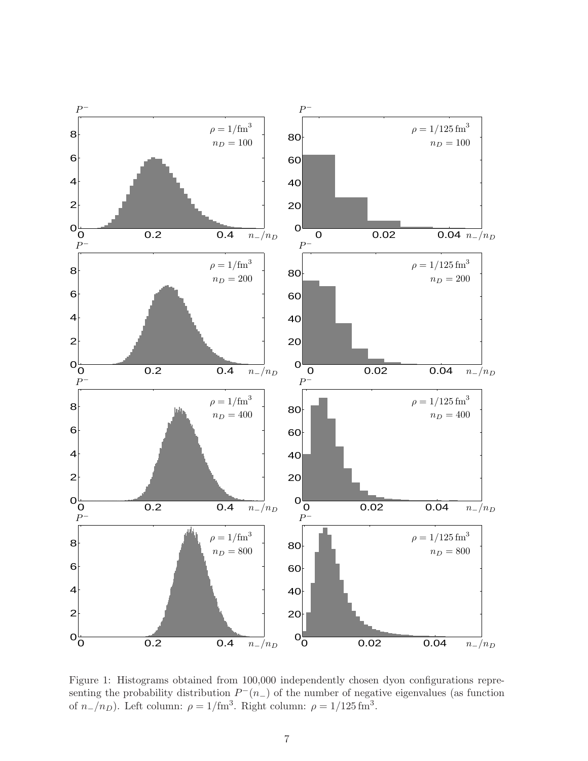Figure 1: Histograms obtained from 100,000 independently chosen dyon configurations representing the probability distribution $P^-(n_-)$ of the number of negative eigenvalues (as function of $n_-/n_D$). Left column: $\rho = 1/\mathrm{fm}^3$. Right column: $\rho = 1/125\,\mathrm{fm}^3$.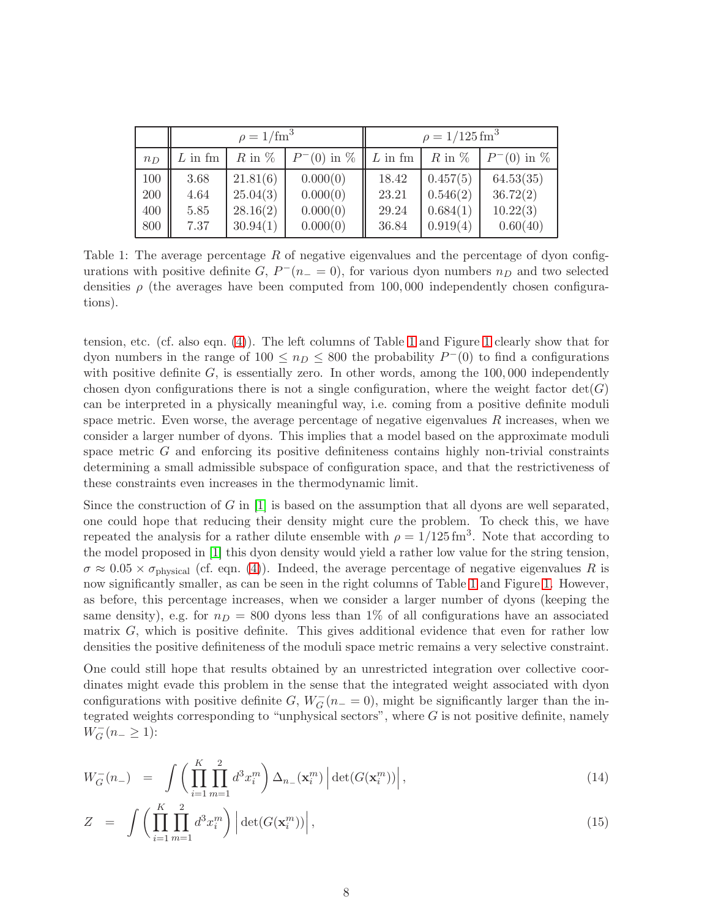| | $\rho = 1/\text{fm}^3$ | | | $\rho = 1/125\,\text{fm}^3$ | | |
|---|---|---|---|---|---|---|
| $n_D$ | $L$ in fm | $R$ in % | $P^-(0)$ in % | $L$ in fm | $R$ in % | $P^-(0)$ in % |
| 100 | 3.68 | 21.81(6) | 0.000(0) | 18.42 | 0.457(5) | 64.53(35) |
| 200 | 4.64 | 25.04(3) | 0.000(0) | 23.21 | 0.546(2) | 36.72(2) |
| 400 | 5.85 | 28.16(2) | 0.000(0) | 29.24 | 0.684(1) | 10.22(3) |
| 800 | 7.37 | 30.94(1) | 0.000(0) | 36.84 | 0.919(4) | 0.60(40) |

Table 1: The average percentage $R$ of negative eigenvalues and the percentage of dyon configurations with positive definite $G$, $P^-(n_- = 0)$, for various dyon numbers $n_D$ and two selected densities $\rho$ (the averages have been computed from 100,000 independently chosen configurations).

tension, etc. (cf. also eqn. (4)). The left columns of Table 1 and Figure 1 clearly show that for dyon numbers in the range of $100 \le n_D \le 800$ the probability $P^-(0)$ to find a configurations with positive definite $G$, is essentially zero. In other words, among the 100,000 independently chosen dyon configurations there is not a single configuration, where the weight factor $\det(G)$ can be interpreted in a physically meaningful way, i.e. coming from a positive definite moduli space metric. Even worse, the average percentage of negative eigenvalues $R$ increases, when we consider a larger number of dyons. This implies that a model based on the approximate moduli space metric $G$ and enforcing its positive definiteness contains highly non-trivial constraints determining a small admissible subspace of configuration space, and that the restrictiveness of these constraints even increases in the thermodynamic limit.

Since the construction of $G$ in [1] is based on the assumption that all dyons are well separated, one could hope that reducing their density might cure the problem. To check this, we have repeated the analysis for a rather dilute ensemble with $\rho = 1/125\,\text{fm}^3$. Note that according to the model proposed in [1] this dyon density would yield a rather low value for the string tension, $\sigma \approx 0.05 \times \sigma_{\text{physical}}$ (cf. eqn. (4)). Indeed, the average percentage of negative eigenvalues $R$ is now significantly smaller, as can be seen in the right columns of Table 1 and Figure 1. However, as before, this percentage increases, when we consider a larger number of dyons (keeping the same density), e.g. for $n_D = 800$ dyons less than 1% of all configurations have an associated matrix $G$, which is positive definite. This gives additional evidence that even for rather low densities the positive definiteness of the moduli space metric remains a very selective constraint.

One could still hope that results obtained by an unrestricted integration over collective coordinates might evade this problem in the sense that the integrated weight associated with dyon configurations with positive definite $G$, $W_G^-(n_- = 0)$, might be significantly larger than the integrated weights corresponding to "unphysical sectors", where $G$ is not positive definite, namely $W_G^-(n_- \ge 1)$:

$$W_G^-(n_-) \;=\; \int \left( \prod_{i=1}^{K} \prod_{m=1}^{2} d^3x_i^m \right) \Delta_{n_-}(\mathbf{x}_i^m) \left| \det(G(\mathbf{x}_i^m)) \right| , \tag{14}$$

$$Z \;=\; \int \left( \prod_{i=1}^{K} \prod_{m=1}^{2} d^3x_i^m \right) \left| \det(G(\mathbf{x}_i^m)) \right| , \tag{15}$$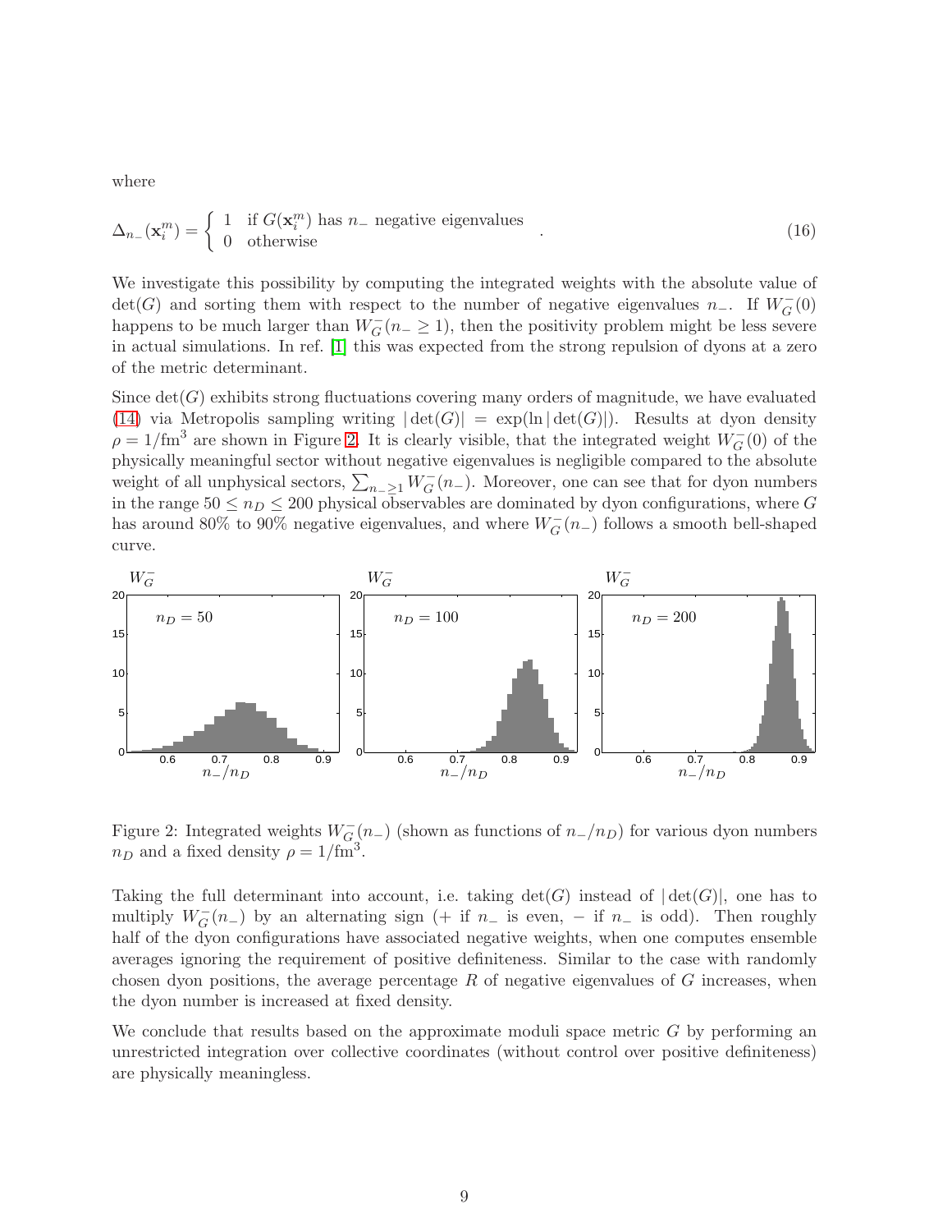where

$$\Delta_{n_-}(\mathbf{x}_i^m) = \begin{cases} 1 & \text{if } G(\mathbf{x}_i^m) \text{ has } n_- \text{ negative eigenvalues} \\ 0 & \text{otherwise} \end{cases} . \tag{16}$$

We investigate this possibility by computing the integrated weights with the absolute value of $\det(G)$ and sorting them with respect to the number of negative eigenvalues $n_-$. If $W_G^-(0)$ happens to be much larger than $W_G^-(n_- \geq 1)$, then the positivity problem might be less severe in actual simulations. In ref. [1] this was expected from the strong repulsion of dyons at a zero of the metric determinant.

Since $\det(G)$ exhibits strong fluctuations covering many orders of magnitude, we have evaluated (14) via Metropolis sampling writing $|\det(G)| = \exp(\ln|\det(G)|)$. Results at dyon density $\rho = 1/\text{fm}^3$ are shown in Figure 2. It is clearly visible, that the integrated weight $W_G^-(0)$ of the physically meaningful sector without negative eigenvalues is negligible compared to the absolute weight of all unphysical sectors, $\sum_{n_- \geq 1} W_G^-(n_-)$. Moreover, one can see that for dyon numbers in the range $50 \leq n_D \leq 200$ physical observables are dominated by dyon configurations, where $G$ has around 80% to 90% negative eigenvalues, and where $W_G^-(n_-)$ follows a smooth bell-shaped curve.

Figure 2: Integrated weights $W_G^-(n_-)$ (shown as functions of $n_-/n_D$) for various dyon numbers $n_D$ and a fixed density $\rho = 1/\text{fm}^3$.

Taking the full determinant into account, i.e. taking $\det(G)$ instead of $|\det(G)|$, one has to multiply $W_G^-(n_-)$ by an alternating sign (+ if $n_-$ is even, − if $n_-$ is odd). Then roughly half of the dyon configurations have associated negative weights, when one computes ensemble averages ignoring the requirement of positive definiteness. Similar to the case with randomly chosen dyon positions, the average percentage $R$ of negative eigenvalues of $G$ increases, when the dyon number is increased at fixed density.

We conclude that results based on the approximate moduli space metric $G$ by performing an unrestricted integration over collective coordinates (without control over positive definiteness) are physically meaningless.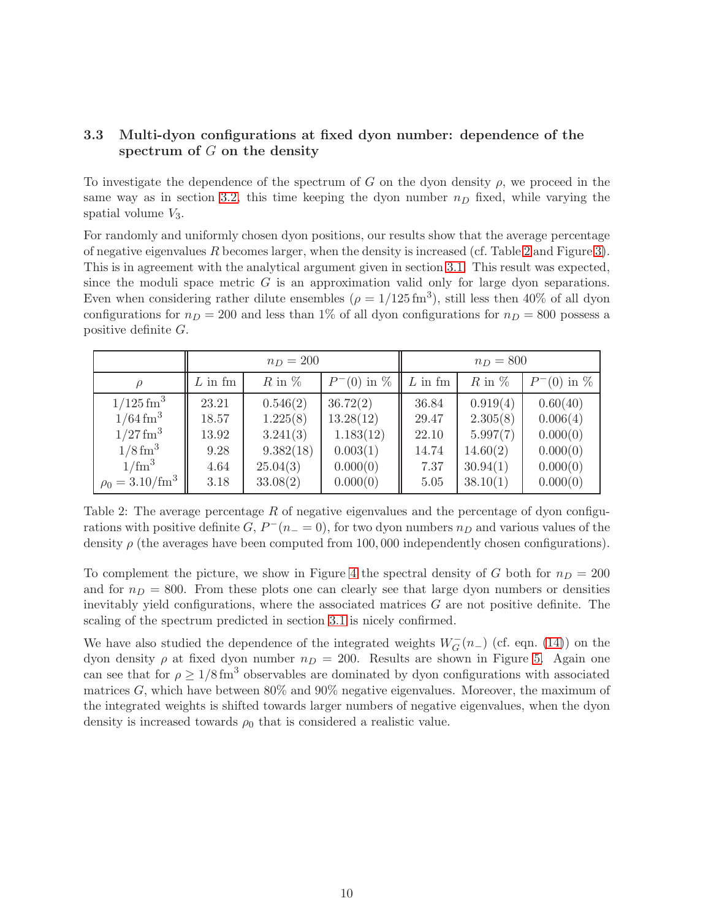### 3.3 Multi-dyon configurations at fixed dyon number: dependence of the spectrum of $G$ on the density

To investigate the dependence of the spectrum of $G$ on the dyon density $\rho$, we proceed in the same way as in section 3.2, this time keeping the dyon number $n_D$ fixed, while varying the spatial volume $V_3$.

For randomly and uniformly chosen dyon positions, our results show that the average percentage of negative eigenvalues $R$ becomes larger, when the density is increased (cf. Table 2 and Figure 3). This is in agreement with the analytical argument given in section 3.1. This result was expected, since the moduli space metric $G$ is an approximation valid only for large dyon separations. Even when considering rather dilute ensembles ($\rho = 1/125\,\text{fm}^3$), still less then 40% of all dyon configurations for $n_D = 200$ and less than 1% of all dyon configurations for $n_D = 800$ possess a positive definite $G$.

| | $n_D = 200$ | | | $n_D = 800$ | | |
|---|---|---|---|---|---|---|
| $\rho$ | $L$ in fm | $R$ in % | $P^-(0)$ in % | $L$ in fm | $R$ in % | $P^-(0)$ in % |
| $1/125\,\text{fm}^3$ | 23.21 | 0.546(2) | 36.72(2) | 36.84 | 0.919(4) | 0.60(40) |
| $1/64\,\text{fm}^3$ | 18.57 | 1.225(8) | 13.28(12) | 29.47 | 2.305(8) | 0.006(4) |
| $1/27\,\text{fm}^3$ | 13.92 | 3.241(3) | 1.183(12) | 22.10 | 5.997(7) | 0.000(0) |
| $1/8\,\text{fm}^3$ | 9.28 | 9.382(18) | 0.003(1) | 14.74 | 14.60(2) | 0.000(0) |
| $1/\text{fm}^3$ | 4.64 | 25.04(3) | 0.000(0) | 7.37 | 30.94(1) | 0.000(0) |
| $\rho_0 = 3.10/\text{fm}^3$ | 3.18 | 33.08(2) | 0.000(0) | 5.05 | 38.10(1) | 0.000(0) |

Table 2: The average percentage $R$ of negative eigenvalues and the percentage of dyon configurations with positive definite $G$, $P^-(n_- = 0)$, for two dyon numbers $n_D$ and various values of the density $\rho$ (the averages have been computed from 100,000 independently chosen configurations).

To complement the picture, we show in Figure 4 the spectral density of $G$ both for $n_D = 200$ and for $n_D = 800$. From these plots one can clearly see that large dyon numbers or densities inevitably yield configurations, where the associated matrices $G$ are not positive definite. The scaling of the spectrum predicted in section 3.1 is nicely confirmed.

We have also studied the dependence of the integrated weights $W_G^-(n_-)$ (cf. eqn. (14)) on the dyon density $\rho$ at fixed dyon number $n_D = 200$. Results are shown in Figure 5. Again one can see that for $\rho \geq 1/8\,\text{fm}^3$ observables are dominated by dyon configurations with associated matrices $G$, which have between 80% and 90% negative eigenvalues. Moreover, the maximum of the integrated weights is shifted towards larger numbers of negative eigenvalues, when the dyon density is increased towards $\rho_0$ that is considered a realistic value.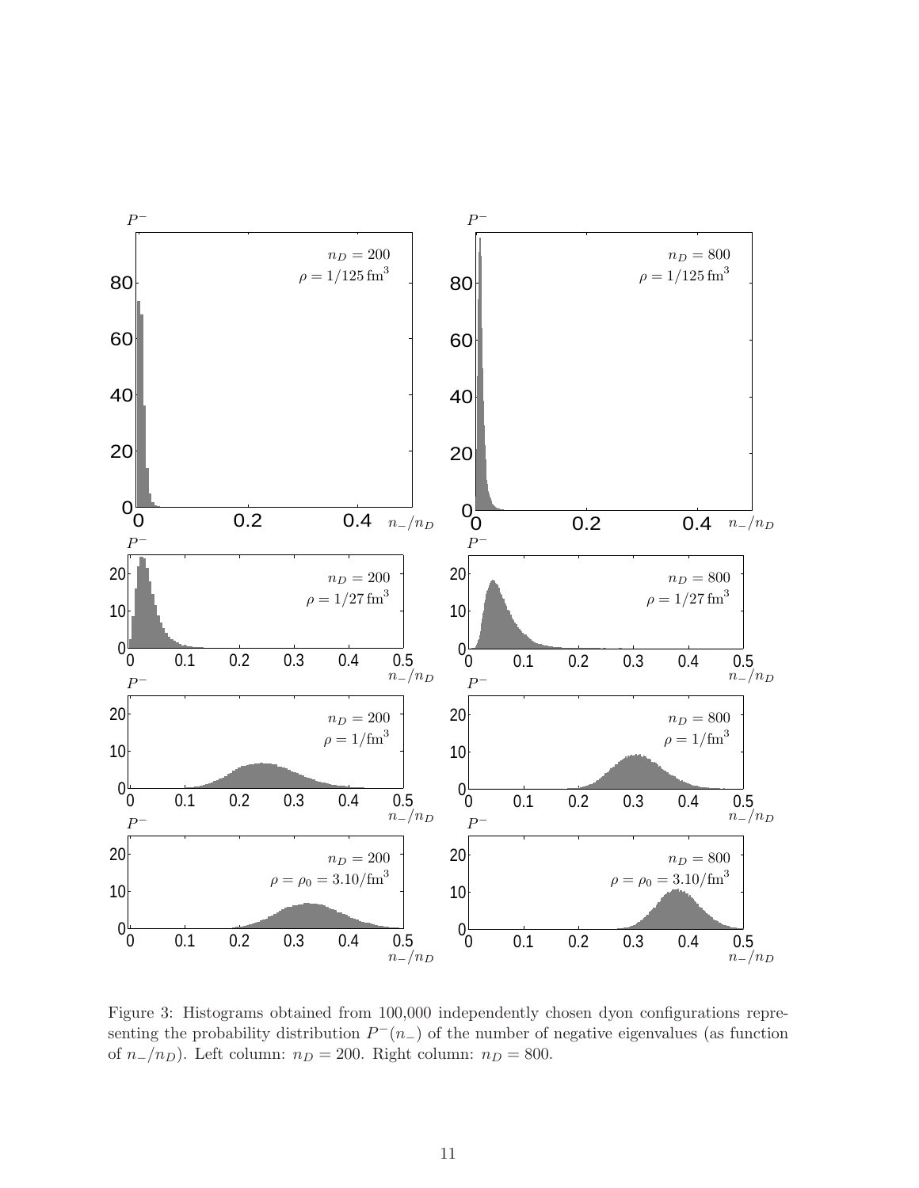Figure 3: Histograms obtained from 100,000 independently chosen dyon configurations representing the probability distribution $P^{-}(n_{-})$ of the number of negative eigenvalues (as function of $n_{-}/n_D$). Left column: $n_D = 200$. Right column: $n_D = 800$.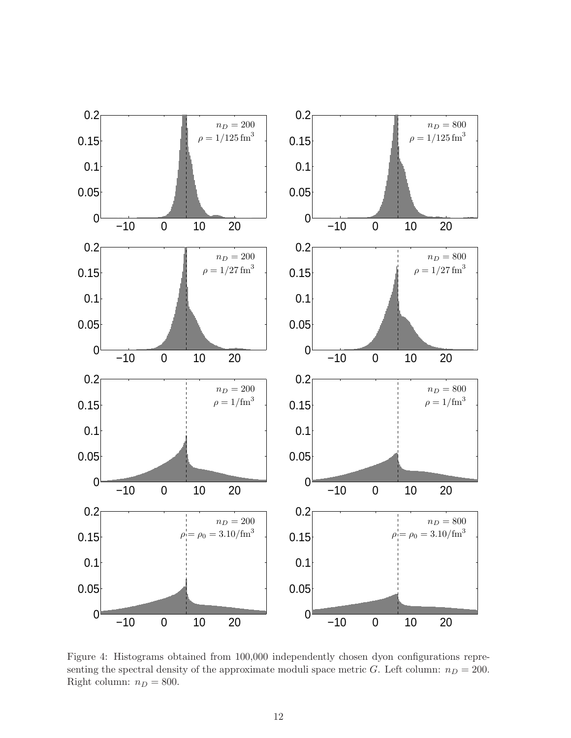Figure 4: Histograms obtained from 100,000 independently chosen dyon configurations representing the spectral density of the approximate moduli space metric $G$. Left column: $n_D = 200$. Right column: $n_D = 800$.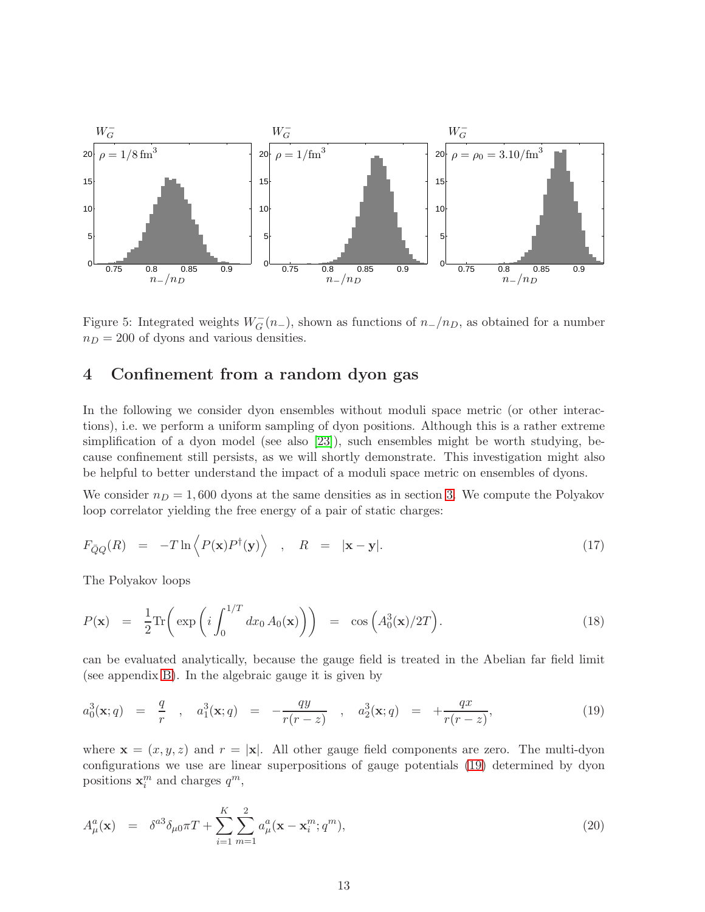Figure 5: Integrated weights $W_G^-(n_-)$, shown as functions of $n_-/n_D$, as obtained for a number $n_D = 200$ of dyons and various densities.

## 4 Confinement from a random dyon gas

In the following we consider dyon ensembles without moduli space metric (or other interactions), i.e. we perform a uniform sampling of dyon positions. Although this is a rather extreme simplification of a dyon model (see also [23]), such ensembles might be worth studying, because confinement still persists, as we will shortly demonstrate. This investigation might also be helpful to better understand the impact of a moduli space metric on ensembles of dyons.

We consider $n_D = 1,600$ dyons at the same densities as in section 3. We compute the Polyakov loop correlator yielding the free energy of a pair of static charges:

$$F_{\bar{Q}Q}(R) \;\; = \;\; -T \ln \Big\langle P(\mathbf{x}) P^\dagger(\mathbf{y}) \Big\rangle \quad , \quad R \;\; = \;\; |\mathbf{x} - \mathbf{y}|. \tag{17}$$

The Polyakov loops

$$P(\mathbf{x}) \;\; = \;\; \frac{1}{2} \mathrm{Tr}\bigg( \exp\left( i \int_0^{1/T} dx_0 \, A_0(\mathbf{x}) \right) \bigg) \;\; = \;\; \cos\Big( A_0^3(\mathbf{x})/2T \Big). \tag{18}$$

can be evaluated analytically, because the gauge field is treated in the Abelian far field limit (see appendix B). In the algebraic gauge it is given by

$$a_0^3(\mathbf{x}; q) \;\; = \;\; \frac{q}{r} \quad , \quad a_1^3(\mathbf{x}; q) \;\; = \;\; -\frac{qy}{r(r-z)} \quad , \quad a_2^3(\mathbf{x}; q) \;\; = \;\; +\frac{qx}{r(r-z)}, \tag{19}$$

where $\mathbf{x} = (x, y, z)$ and $r = |\mathbf{x}|$. All other gauge field components are zero. The multi-dyon configurations we use are linear superpositions of gauge potentials (19) determined by dyon positions $\mathbf{x}_i^m$ and charges $q^m$,

$$A_\mu^a(\mathbf{x}) \;\; = \;\; \delta^{a3} \delta_{\mu 0} \pi T + \sum_{i=1}^{K} \sum_{m=1}^{2} a_\mu^a(\mathbf{x} - \mathbf{x}_i^m; q^m), \tag{20}$$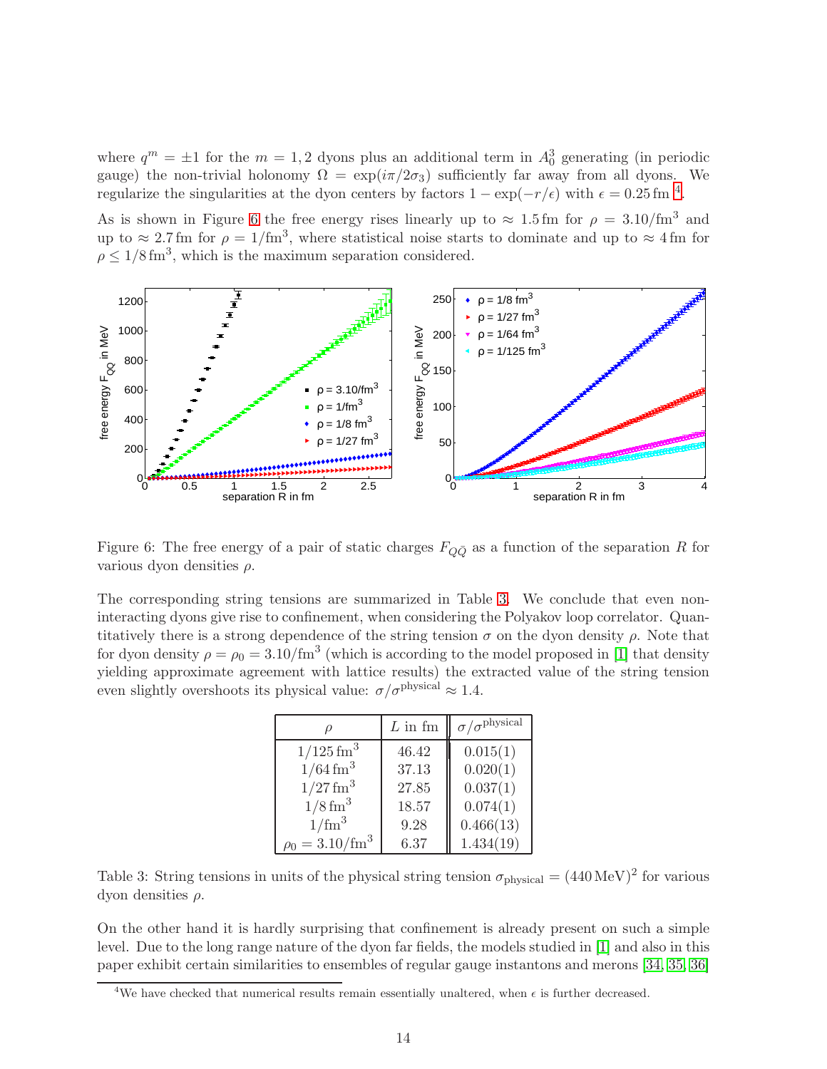where $q^m = \pm 1$ for the $m = 1, 2$ dyons plus an additional term in $A_0^3$ generating (in periodic gauge) the non-trivial holonomy $\Omega = \exp(i\pi/2\sigma_3)$ sufficiently far away from all dyons. We regularize the singularities at the dyon centers by factors $1 - \exp(-r/\epsilon)$ with $\epsilon = 0.25\,\mathrm{fm}$ [4].

As is shown in Figure 6 the free energy rises linearly up to $\approx 1.5\,\mathrm{fm}$ for $\rho = 3.10/\mathrm{fm}^3$ and up to $\approx 2.7\,\mathrm{fm}$ for $\rho = 1/\mathrm{fm}^3$, where statistical noise starts to dominate and up to $\approx 4\,\mathrm{fm}$ for $\rho \leq 1/8\,\mathrm{fm}^3$, which is the maximum separation considered.

Figure 6: The free energy of a pair of static charges $F_{Q\bar{Q}}$ as a function of the separation $R$ for various dyon densities $\rho$.

The corresponding string tensions are summarized in Table 3. We conclude that even non-interacting dyons give rise to confinement, when considering the Polyakov loop correlator. Quantitatively there is a strong dependence of the string tension $\sigma$ on the dyon density $\rho$. Note that for dyon density $\rho = \rho_0 = 3.10/\mathrm{fm}^3$ (which is according to the model proposed in [1] that density yielding approximate agreement with lattice results) the extracted value of the string tension even slightly overshoots its physical value: $\sigma/\sigma^{\mathrm{physical}} \approx 1.4$.

| $\rho$ | $L$ in fm | $\sigma/\sigma^{\mathrm{physical}}$ |
|---|---|---|
| $1/125\,\mathrm{fm}^3$ | 46.42 | 0.015(1) |
| $1/64\,\mathrm{fm}^3$ | 37.13 | 0.020(1) |
| $1/27\,\mathrm{fm}^3$ | 27.85 | 0.037(1) |
| $1/8\,\mathrm{fm}^3$ | 18.57 | 0.074(1) |
| $1/\mathrm{fm}^3$ | 9.28 | 0.466(13) |
| $\rho_0 = 3.10/\mathrm{fm}^3$ | 6.37 | 1.434(19) |

Table 3: String tensions in units of the physical string tension $\sigma_{\mathrm{physical}} = (440\,\mathrm{MeV})^2$ for various dyon densities $\rho$.

On the other hand it is hardly surprising that confinement is already present on such a simple level. Due to the long range nature of the dyon far fields, the models studied in [1] and also in this paper exhibit certain similarities to ensembles of regular gauge instantons and merons [34, 35, 36]

[4] We have checked that numerical results remain essentially unaltered, when $\epsilon$ is further decreased.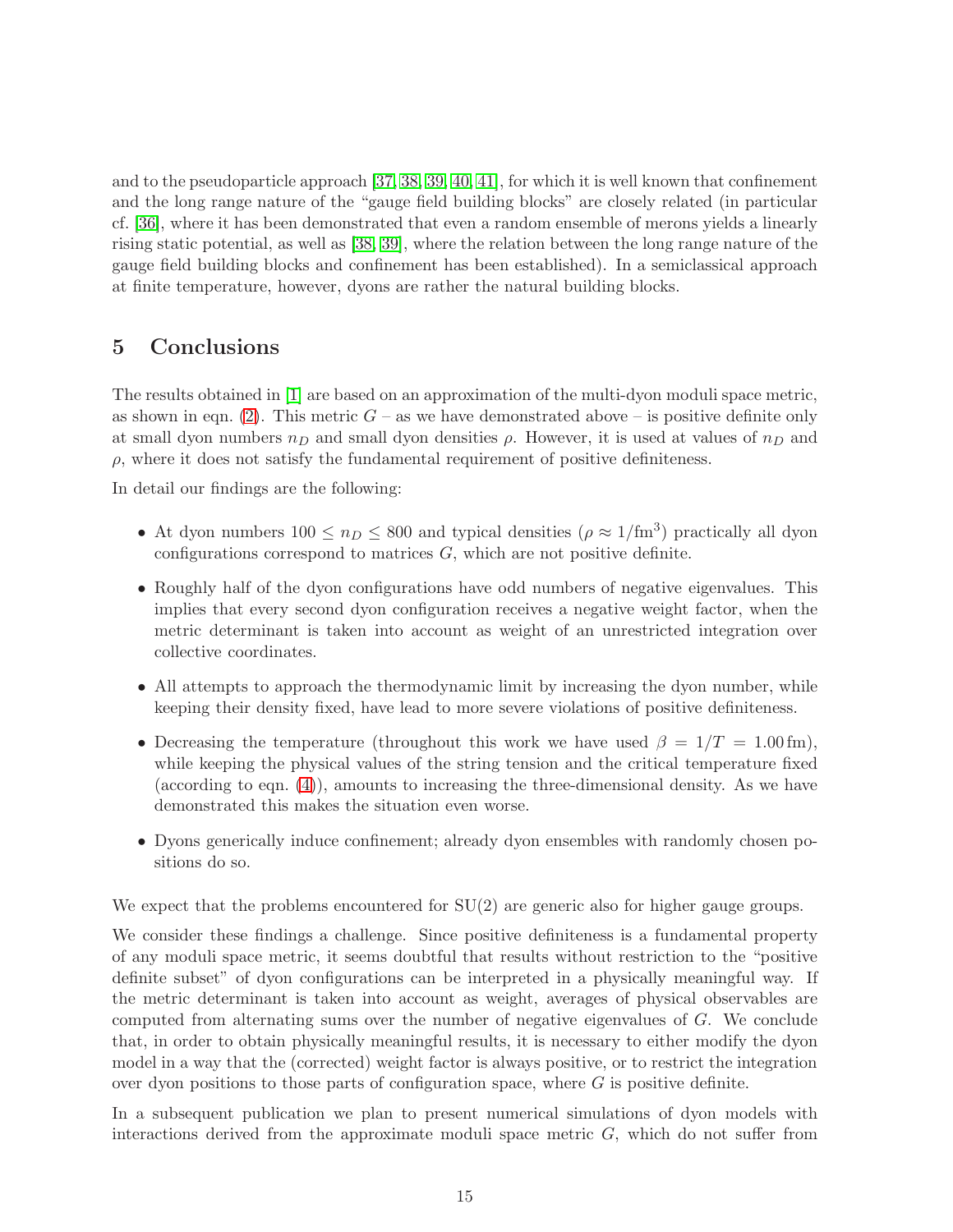and to the pseudoparticle approach [37, 38, 39, 40, 41], for which it is well known that confinement and the long range nature of the "gauge field building blocks" are closely related (in particular cf. [36], where it has been demonstrated that even a random ensemble of merons yields a linearly rising static potential, as well as [38, 39], where the relation between the long range nature of the gauge field building blocks and confinement has been established). In a semiclassical approach at finite temperature, however, dyons are rather the natural building blocks.

## 5 Conclusions

The results obtained in [1] are based on an approximation of the multi-dyon moduli space metric, as shown in eqn. (2). This metric $G$ – as we have demonstrated above – is positive definite only at small dyon numbers $n_D$ and small dyon densities $\rho$. However, it is used at values of $n_D$ and $\rho$, where it does not satisfy the fundamental requirement of positive definiteness.

In detail our findings are the following:

- At dyon numbers $100 \leq n_D \leq 800$ and typical densities ($\rho \approx 1/\text{fm}^3$) practically all dyon configurations correspond to matrices $G$, which are not positive definite.
- Roughly half of the dyon configurations have odd numbers of negative eigenvalues. This implies that every second dyon configuration receives a negative weight factor, when the metric determinant is taken into account as weight of an unrestricted integration over collective coordinates.
- All attempts to approach the thermodynamic limit by increasing the dyon number, while keeping their density fixed, have lead to more severe violations of positive definiteness.
- Decreasing the temperature (throughout this work we have used $\beta = 1/T = 1.00\,\text{fm}$), while keeping the physical values of the string tension and the critical temperature fixed (according to eqn. (4)), amounts to increasing the three-dimensional density. As we have demonstrated this makes the situation even worse.
- Dyons generically induce confinement; already dyon ensembles with randomly chosen positions do so.

We expect that the problems encountered for SU(2) are generic also for higher gauge groups.

We consider these findings a challenge. Since positive definiteness is a fundamental property of any moduli space metric, it seems doubtful that results without restriction to the "positive definite subset" of dyon configurations can be interpreted in a physically meaningful way. If the metric determinant is taken into account as weight, averages of physical observables are computed from alternating sums over the number of negative eigenvalues of $G$. We conclude that, in order to obtain physically meaningful results, it is necessary to either modify the dyon model in a way that the (corrected) weight factor is always positive, or to restrict the integration over dyon positions to those parts of configuration space, where $G$ is positive definite.

In a subsequent publication we plan to present numerical simulations of dyon models with interactions derived from the approximate moduli space metric $G$, which do not suffer from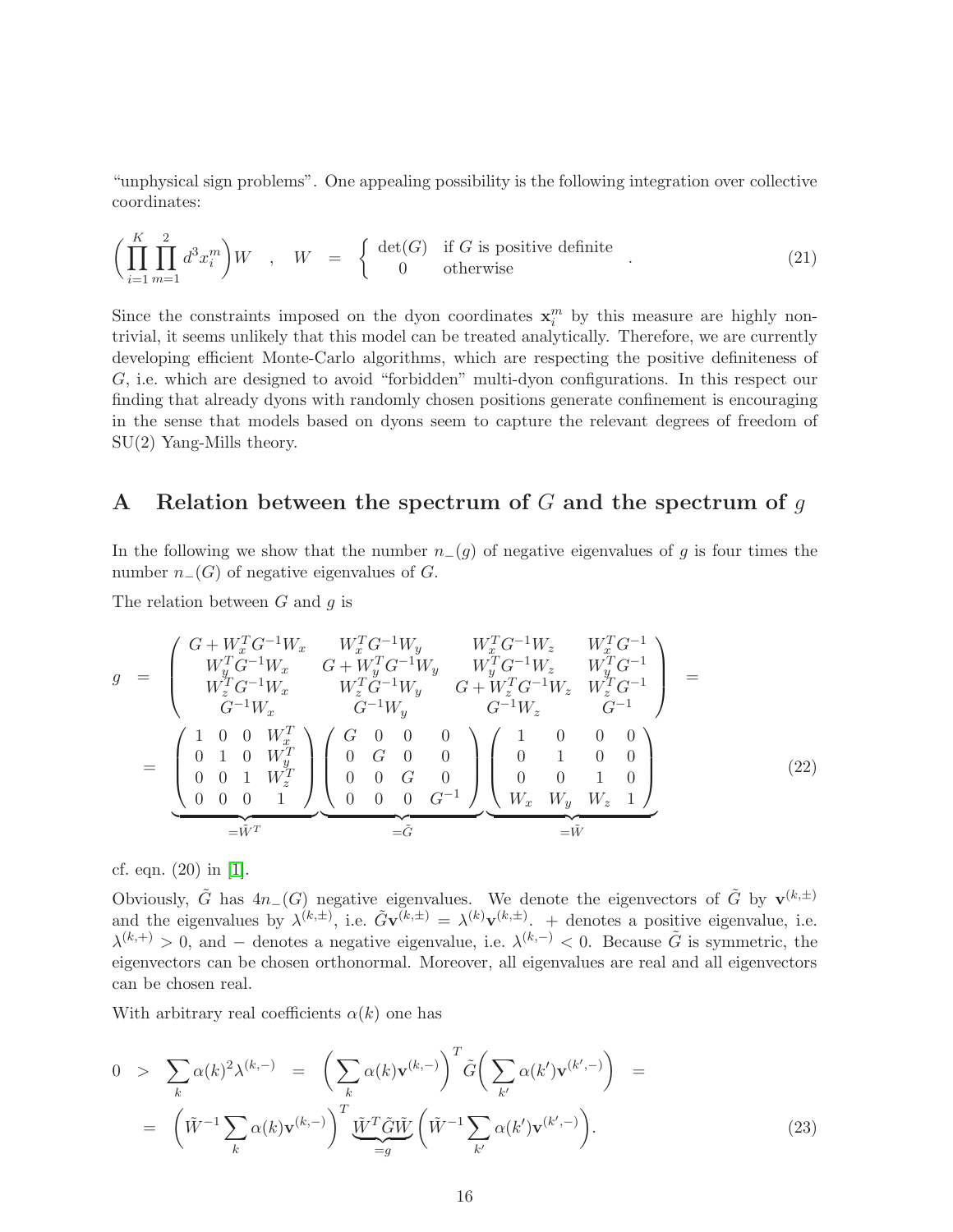"unphysical sign problems". One appealing possibility is the following integration over collective coordinates:

$$\left(\prod_{i=1}^{K}\prod_{m=1}^{2} d^3x_i^m\right)W \quad , \quad W \;=\; \left\{ \begin{array}{ll} \det(G) & \text{if } G \text{ is positive definite} \\ 0 & \text{otherwise} \end{array} \right. . \tag{21}$$

Since the constraints imposed on the dyon coordinates $\mathbf{x}_i^m$ by this measure are highly nontrivial, it seems unlikely that this model can be treated analytically. Therefore, we are currently developing efficient Monte-Carlo algorithms, which are respecting the positive definiteness of $G$, i.e. which are designed to avoid "forbidden" multi-dyon configurations. In this respect our finding that already dyons with randomly chosen positions generate confinement is encouraging in the sense that models based on dyons seem to capture the relevant degrees of freedom of SU(2) Yang-Mills theory.

## A Relation between the spectrum of $G$ and the spectrum of $g$

In the following we show that the number $n_-(g)$ of negative eigenvalues of $g$ is four times the number $n_-(G)$ of negative eigenvalues of $G$.

The relation between $G$ and $g$ is

$$\begin{aligned} g \;&=\; \left(\begin{array}{cccc} G + W_x^T G^{-1} W_x & W_x^T G^{-1} W_y & W_x^T G^{-1} W_z & W_x^T G^{-1} \\ W_y^T G^{-1} W_x & G + W_y^T G^{-1} W_y & W_y^T G^{-1} W_z & W_y^T G^{-1} \\ W_z^T G^{-1} W_x & W_z^T G^{-1} W_y & G + W_z^T G^{-1} W_z & W_z^T G^{-1} \\ G^{-1} W_x & G^{-1} W_y & G^{-1} W_z & G^{-1} \end{array}\right) \;= \\ &=\; \underbrace{\left(\begin{array}{cccc} 1 & 0 & 0 & W_x^T \\ 0 & 1 & 0 & W_y^T \\ 0 & 0 & 1 & W_z^T \\ 0 & 0 & 0 & 1 \end{array}\right)}_{=\tilde{W}^T} \underbrace{\left(\begin{array}{cccc} G & 0 & 0 & 0 \\ 0 & G & 0 & 0 \\ 0 & 0 & G & 0 \\ 0 & 0 & 0 & G^{-1} \end{array}\right)}_{=\tilde{G}} \underbrace{\left(\begin{array}{cccc} 1 & 0 & 0 & 0 \\ 0 & 1 & 0 & 0 \\ 0 & 0 & 1 & 0 \\ W_x & W_y & W_z & 1 \end{array}\right)}_{=\tilde{W}} \end{aligned} \tag{22}$$

cf. eqn. (20) in [1].

Obviously, $\tilde{G}$ has $4n_-(G)$ negative eigenvalues. We denote the eigenvectors of $\tilde{G}$ by $\mathbf{v}^{(k,\pm)}$ and the eigenvalues by $\lambda^{(k,\pm)}$, i.e. $\tilde{G}\mathbf{v}^{(k,\pm)} = \lambda^{(k)}\mathbf{v}^{(k,\pm)}$. $+$ denotes a positive eigenvalue, i.e. $\lambda^{(k,+)} > 0$, and $-$ denotes a negative eigenvalue, i.e. $\lambda^{(k,-)} < 0$. Because $\tilde{G}$ is symmetric, the eigenvectors can be chosen orthonormal. Moreover, all eigenvalues are real and all eigenvectors can be chosen real.

With arbitrary real coefficients $\alpha(k)$ one has

$$\begin{aligned} 0 \;&>\; \sum_k \alpha(k)^2 \lambda^{(k,-)} \;=\; \left(\sum_k \alpha(k)\mathbf{v}^{(k,-)}\right)^T \tilde{G}\left(\sum_{k'} \alpha(k')\mathbf{v}^{(k',-)}\right) \;= \\ &=\; \left(\tilde{W}^{-1}\sum_k \alpha(k)\mathbf{v}^{(k,-)}\right)^T \underbrace{\tilde{W}^T\tilde{G}\tilde{W}}_{=g}\left(\tilde{W}^{-1}\sum_{k'} \alpha(k')\mathbf{v}^{(k',-)}\right). \end{aligned} \tag{23}$$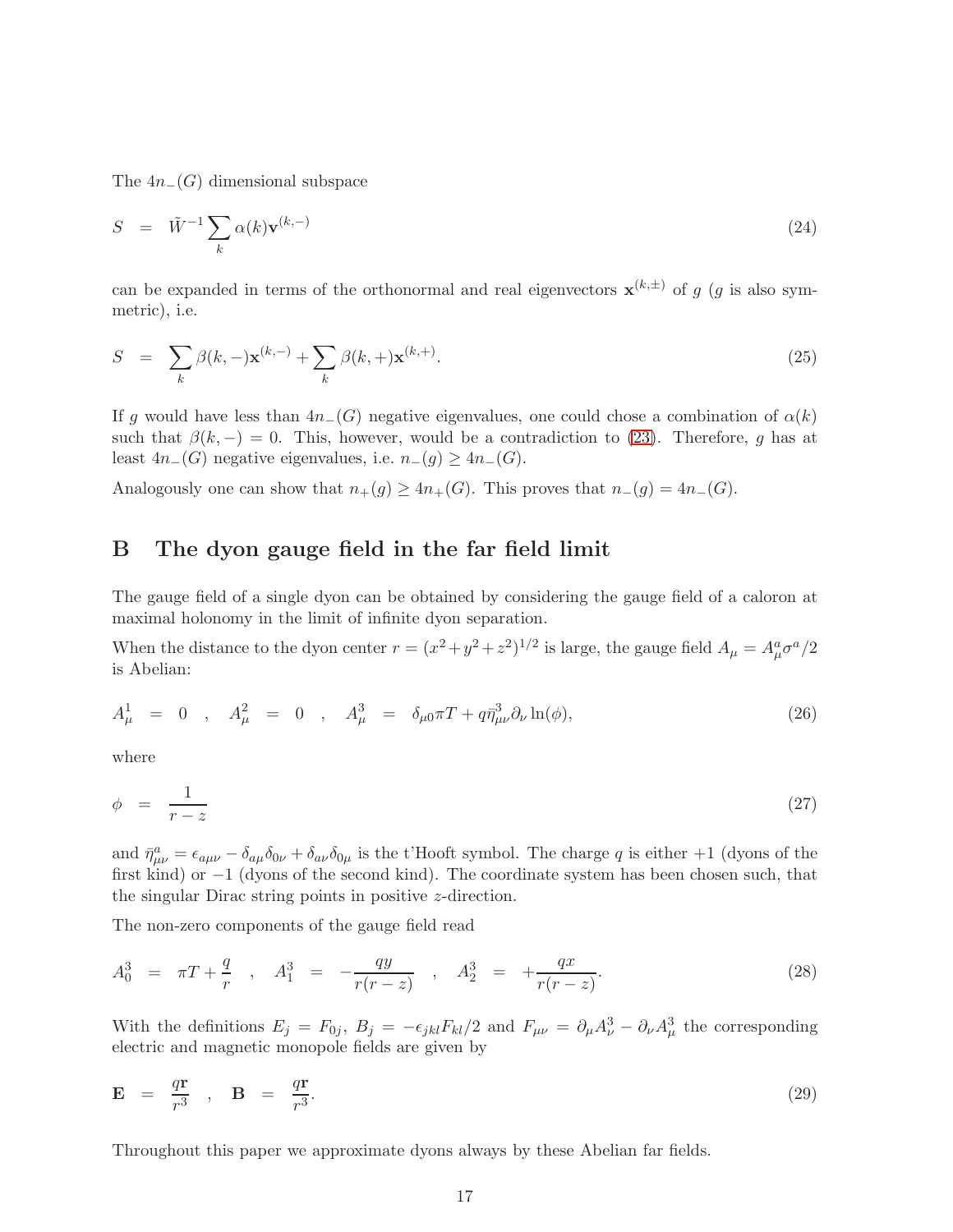The $4n_-(G)$ dimensional subspace

$$
S = \tilde{W}^{-1} \sum_k \alpha(k) \mathbf{v}^{(k,-)} \tag{24}
$$

can be expanded in terms of the orthonormal and real eigenvectors $\mathbf{x}^{(k,\pm)}$ of $g$ ($g$ is also symmetric), i.e.

$$
S = \sum_k \beta(k,-) \mathbf{x}^{(k,-)} + \sum_k \beta(k,+) \mathbf{x}^{(k,+)}. \tag{25}
$$

If $g$ would have less than $4n_-(G)$ negative eigenvalues, one could chose a combination of $\alpha(k)$ such that $\beta(k,-) = 0$. This, however, would be a contradiction to (23). Therefore, $g$ has at least $4n_-(G)$ negative eigenvalues, i.e. $n_-(g) \geq 4n_-(G)$.

Analogously one can show that $n_+(g) \geq 4n_+(G)$. This proves that $n_-(g) = 4n_-(G)$.

## B The dyon gauge field in the far field limit

The gauge field of a single dyon can be obtained by considering the gauge field of a caloron at maximal holonomy in the limit of infinite dyon separation.

When the distance to the dyon center $r = (x^2 + y^2 + z^2)^{1/2}$ is large, the gauge field $A_\mu = A_\mu^a \sigma^a / 2$ is Abelian:

$$
A_\mu^1 = 0 \quad , \quad A_\mu^2 = 0 \quad , \quad A_\mu^3 = \delta_{\mu 0} \pi T + q \bar{\eta}_{\mu\nu}^3 \partial_\nu \ln(\phi), \tag{26}
$$

where

$$
\phi = \frac{1}{r - z} \tag{27}
$$

and $\bar{\eta}_{\mu\nu}^a = \epsilon_{a\mu\nu} - \delta_{a\mu}\delta_{0\nu} + \delta_{a\nu}\delta_{0\mu}$ is the t'Hooft symbol. The charge $q$ is either $+1$ (dyons of the first kind) or $-1$ (dyons of the second kind). The coordinate system has been chosen such, that the singular Dirac string points in positive $z$-direction.

The non-zero components of the gauge field read

$$
A_0^3 = \pi T + \frac{q}{r} \quad , \quad A_1^3 = -\frac{qy}{r(r-z)} \quad , \quad A_2^3 = +\frac{qx}{r(r-z)}. \tag{28}
$$

With the definitions $E_j = F_{0j}$, $B_j = -\epsilon_{jkl} F_{kl}/2$ and $F_{\mu\nu} = \partial_\mu A_\nu^3 - \partial_\nu A_\mu^3$ the corresponding electric and magnetic monopole fields are given by

$$
\mathbf{E} = \frac{q\mathbf{r}}{r^3} \quad , \quad \mathbf{B} = \frac{q\mathbf{r}}{r^3}. \tag{29}
$$

Throughout this paper we approximate dyons always by these Abelian far fields.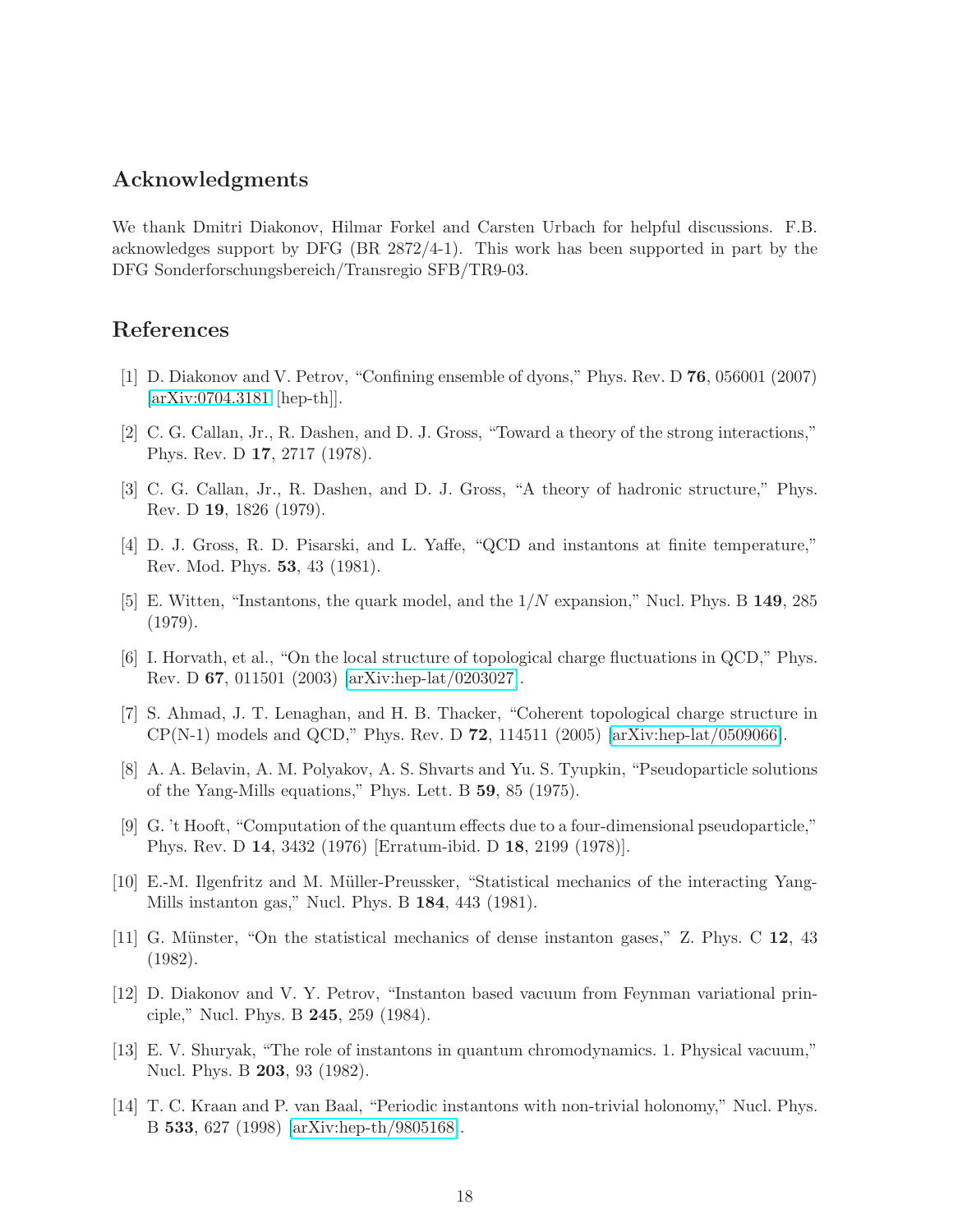## Acknowledgments

We thank Dmitri Diakonov, Hilmar Forkel and Carsten Urbach for helpful discussions. F.B. acknowledges support by DFG (BR 2872/4-1). This work has been supported in part by the DFG Sonderforschungsbereich/Transregio SFB/TR9-03.

## References

[1] D. Diakonov and V. Petrov, "Confining ensemble of dyons," Phys. Rev. D **76**, 056001 (2007) [arXiv:0704.3181 [hep-th]].

[2] C. G. Callan, Jr., R. Dashen, and D. J. Gross, "Toward a theory of the strong interactions," Phys. Rev. D **17**, 2717 (1978).

[3] C. G. Callan, Jr., R. Dashen, and D. J. Gross, "A theory of hadronic structure," Phys. Rev. D **19**, 1826 (1979).

[4] D. J. Gross, R. D. Pisarski, and L. Yaffe, "QCD and instantons at finite temperature," Rev. Mod. Phys. **53**, 43 (1981).

[5] E. Witten, "Instantons, the quark model, and the $1/N$ expansion," Nucl. Phys. B **149**, 285 (1979).

[6] I. Horvath, et al., "On the local structure of topological charge fluctuations in QCD," Phys. Rev. D **67**, 011501 (2003) [arXiv:hep-lat/0203027].

[7] S. Ahmad, J. T. Lenaghan, and H. B. Thacker, "Coherent topological charge structure in CP(N-1) models and QCD," Phys. Rev. D **72**, 114511 (2005) [arXiv:hep-lat/0509066].

[8] A. A. Belavin, A. M. Polyakov, A. S. Shvarts and Yu. S. Tyupkin, "Pseudoparticle solutions of the Yang-Mills equations," Phys. Lett. B **59**, 85 (1975).

[9] G. 't Hooft, "Computation of the quantum effects due to a four-dimensional pseudoparticle," Phys. Rev. D **14**, 3432 (1976) [Erratum-ibid. D **18**, 2199 (1978)].

[10] E.-M. Ilgenfritz and M. Müller-Preussker, "Statistical mechanics of the interacting Yang-Mills instanton gas," Nucl. Phys. B **184**, 443 (1981).

[11] G. Münster, "On the statistical mechanics of dense instanton gases," Z. Phys. C **12**, 43 (1982).

[12] D. Diakonov and V. Y. Petrov, "Instanton based vacuum from Feynman variational principle," Nucl. Phys. B **245**, 259 (1984).

[13] E. V. Shuryak, "The role of instantons in quantum chromodynamics. 1. Physical vacuum," Nucl. Phys. B **203**, 93 (1982).

[14] T. C. Kraan and P. van Baal, "Periodic instantons with non-trivial holonomy," Nucl. Phys. B **533**, 627 (1998) [arXiv:hep-th/9805168].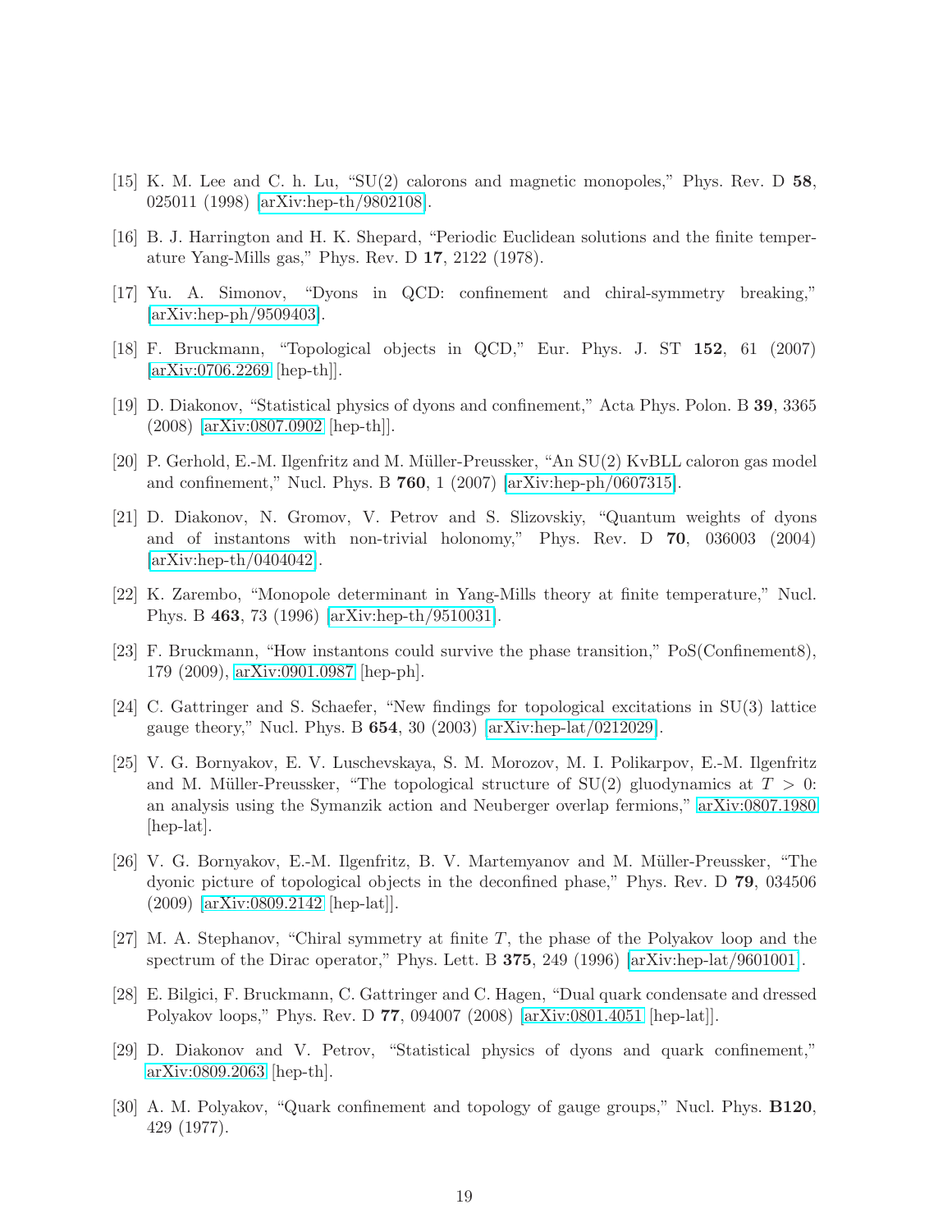[15] K. M. Lee and C. h. Lu, "SU(2) calorons and magnetic monopoles," Phys. Rev. D **58**, 025011 (1998) [arXiv:hep-th/9802108].

[16] B. J. Harrington and H. K. Shepard, "Periodic Euclidean solutions and the finite temperature Yang-Mills gas," Phys. Rev. D **17**, 2122 (1978).

[17] Yu. A. Simonov, "Dyons in QCD: confinement and chiral-symmetry breaking," [arXiv:hep-ph/9509403].

[18] F. Bruckmann, "Topological objects in QCD," Eur. Phys. J. ST **152**, 61 (2007) [arXiv:0706.2269 [hep-th]].

[19] D. Diakonov, "Statistical physics of dyons and confinement," Acta Phys. Polon. B **39**, 3365 (2008) [arXiv:0807.0902 [hep-th]].

[20] P. Gerhold, E.-M. Ilgenfritz and M. Müller-Preussker, "An SU(2) KvBLL caloron gas model and confinement," Nucl. Phys. B **760**, 1 (2007) [arXiv:hep-ph/0607315].

[21] D. Diakonov, N. Gromov, V. Petrov and S. Slizovskiy, "Quantum weights of dyons and of instantons with non-trivial holonomy," Phys. Rev. D **70**, 036003 (2004) [arXiv:hep-th/0404042].

[22] K. Zarembo, "Monopole determinant in Yang-Mills theory at finite temperature," Nucl. Phys. B **463**, 73 (1996) [arXiv:hep-th/9510031].

[23] F. Bruckmann, "How instantons could survive the phase transition," PoS(Confinement8), 179 (2009), arXiv:0901.0987 [hep-ph].

[24] C. Gattringer and S. Schaefer, "New findings for topological excitations in SU(3) lattice gauge theory," Nucl. Phys. B **654**, 30 (2003) [arXiv:hep-lat/0212029].

[25] V. G. Bornyakov, E. V. Luschevskaya, S. M. Morozov, M. I. Polikarpov, E.-M. Ilgenfritz and M. Müller-Preussker, "The topological structure of SU(2) gluodynamics at $T > 0$: an analysis using the Symanzik action and Neuberger overlap fermions," arXiv:0807.1980 [hep-lat].

[26] V. G. Bornyakov, E.-M. Ilgenfritz, B. V. Martemyanov and M. Müller-Preussker, "The dyonic picture of topological objects in the deconfined phase," Phys. Rev. D **79**, 034506 (2009) [arXiv:0809.2142 [hep-lat]].

[27] M. A. Stephanov, "Chiral symmetry at finite $T$, the phase of the Polyakov loop and the spectrum of the Dirac operator," Phys. Lett. B **375**, 249 (1996) [arXiv:hep-lat/9601001].

[28] E. Bilgici, F. Bruckmann, C. Gattringer and C. Hagen, "Dual quark condensate and dressed Polyakov loops," Phys. Rev. D **77**, 094007 (2008) [arXiv:0801.4051 [hep-lat]].

[29] D. Diakonov and V. Petrov, "Statistical physics of dyons and quark confinement," arXiv:0809.2063 [hep-th].

[30] A. M. Polyakov, "Quark confinement and topology of gauge groups," Nucl. Phys. **B120**, 429 (1977).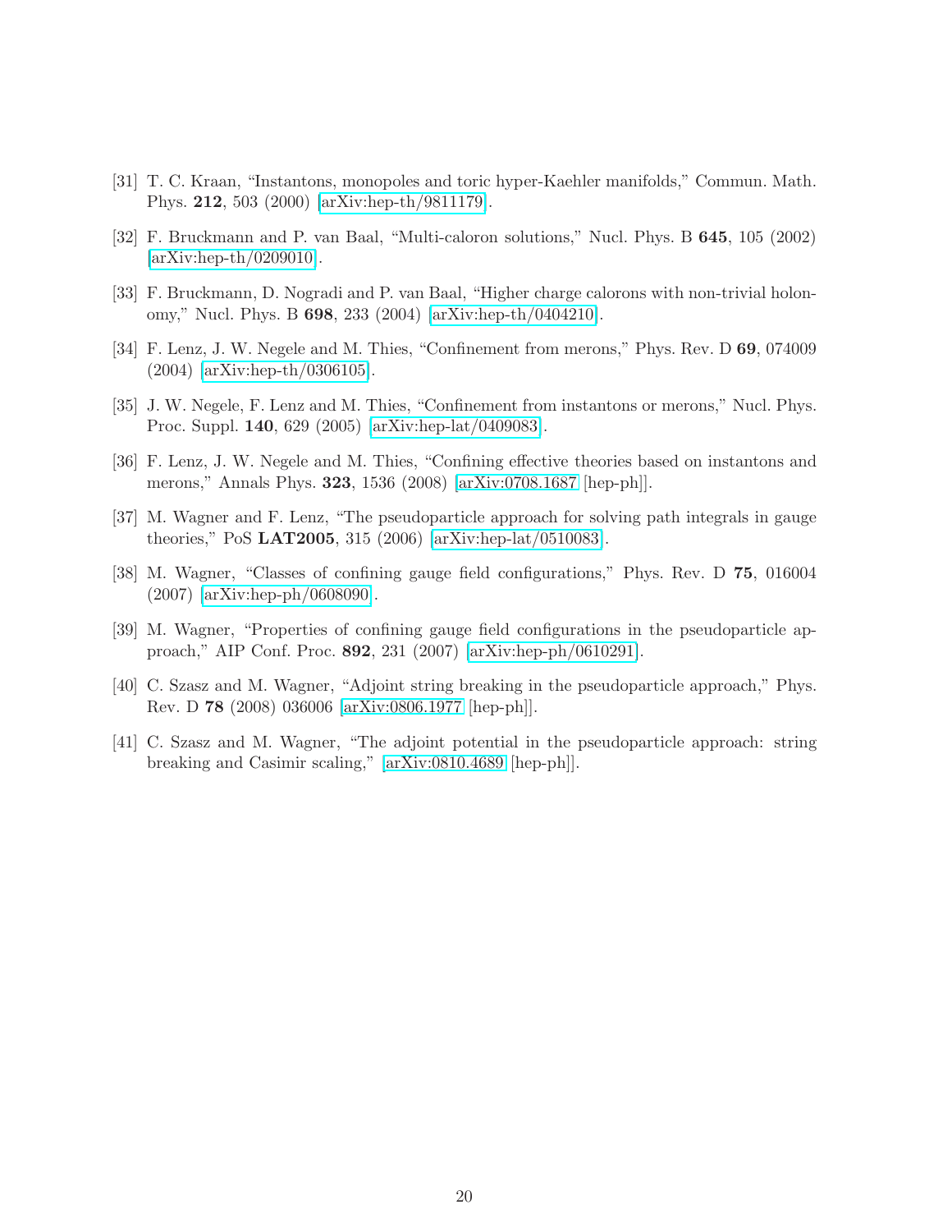[31] T. C. Kraan, "Instantons, monopoles and toric hyper-Kaehler manifolds," Commun. Math. Phys. **212**, 503 (2000) [arXiv:hep-th/9811179].

[32] F. Bruckmann and P. van Baal, "Multi-caloron solutions," Nucl. Phys. B **645**, 105 (2002) [arXiv:hep-th/0209010].

[33] F. Bruckmann, D. Nogradi and P. van Baal, "Higher charge calorons with non-trivial holonomy," Nucl. Phys. B **698**, 233 (2004) [arXiv:hep-th/0404210].

[34] F. Lenz, J. W. Negele and M. Thies, "Confinement from merons," Phys. Rev. D **69**, 074009 (2004) [arXiv:hep-th/0306105].

[35] J. W. Negele, F. Lenz and M. Thies, "Confinement from instantons or merons," Nucl. Phys. Proc. Suppl. **140**, 629 (2005) [arXiv:hep-lat/0409083].

[36] F. Lenz, J. W. Negele and M. Thies, "Confining effective theories based on instantons and merons," Annals Phys. **323**, 1536 (2008) [arXiv:0708.1687 [hep-ph]].

[37] M. Wagner and F. Lenz, "The pseudoparticle approach for solving path integrals in gauge theories," PoS **LAT2005**, 315 (2006) [arXiv:hep-lat/0510083].

[38] M. Wagner, "Classes of confining gauge field configurations," Phys. Rev. D **75**, 016004 (2007) [arXiv:hep-ph/0608090].

[39] M. Wagner, "Properties of confining gauge field configurations in the pseudoparticle approach," AIP Conf. Proc. **892**, 231 (2007) [arXiv:hep-ph/0610291].

[40] C. Szasz and M. Wagner, "Adjoint string breaking in the pseudoparticle approach," Phys. Rev. D **78** (2008) 036006 [arXiv:0806.1977 [hep-ph]].

[41] C. Szasz and M. Wagner, "The adjoint potential in the pseudoparticle approach: string breaking and Casimir scaling," [arXiv:0810.4689 [hep-ph]].